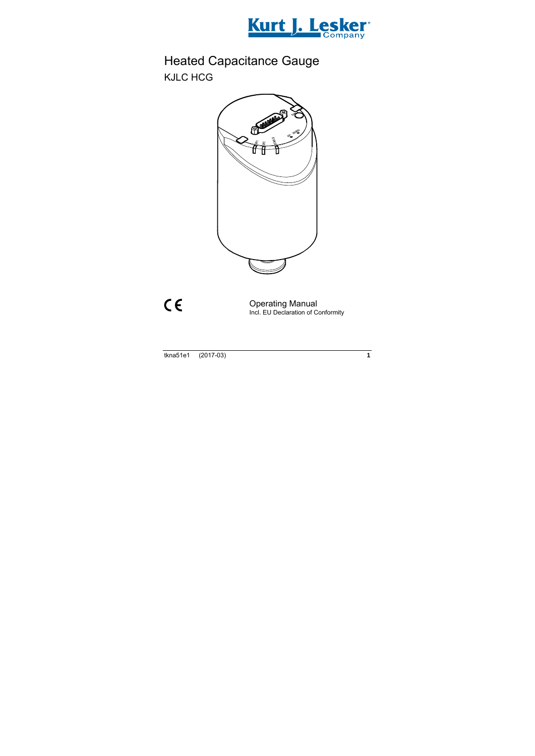# Heated Capacitance Gauge

## KJLC HCG

CE

Operating Manual
Incl. EU Declaration of Conformity

tkna51e1 (2017-03)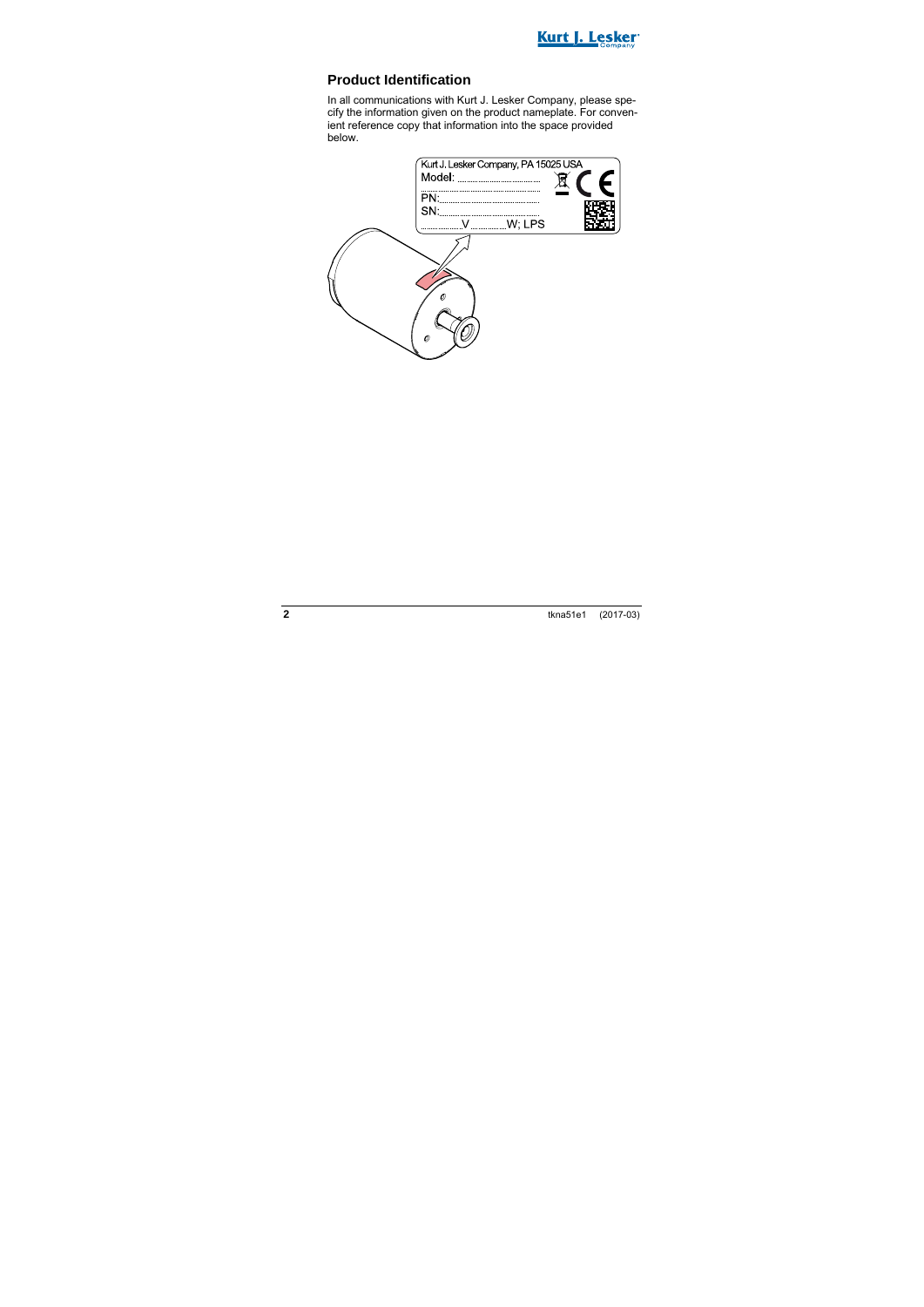## Product Identification

In all communications with Kurt J. Lesker Company, please specify the information given on the product nameplate. For convenient reference copy that information into the space provided below.

Kurt J. Lesker Company, PA 15025 USA
Model: ..................................
PN: ..................................
SN: ..................................
..............V ..............W; LPS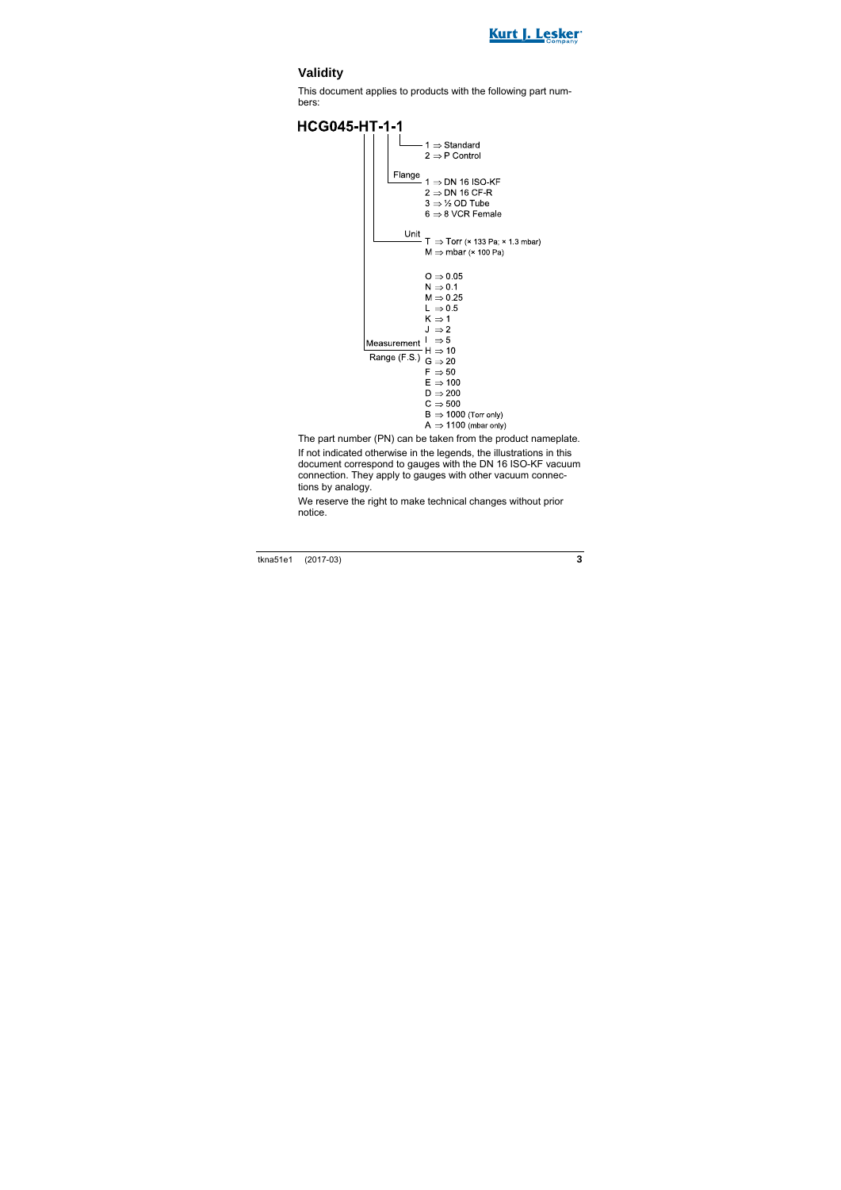## Validity

This document applies to products with the following part numbers:

**HCG045-HT-1-1**

- Last digit:
  - 1 ⇒ Standard
  - 2 ⇒ P Control
- Flange:
  - 1 ⇒ DN 16 ISO-KF
  - 2 ⇒ DN 16 CF-R
  - 3 ⇒ ½ OD Tube
  - 6 ⇒ 8 VCR Female
- Unit:
  - T ⇒ Torr (× 133 Pa; × 1.3 mbar)
  - M ⇒ mbar (× 100 Pa)
- Measurement Range (F.S.):
  - O ⇒ 0.05
  - N ⇒ 0.1
  - M ⇒ 0.25
  - L ⇒ 0.5
  - K ⇒ 1
  - J ⇒ 2
  - I ⇒ 5
  - H ⇒ 10
  - G ⇒ 20
  - F ⇒ 50
  - E ⇒ 100
  - D ⇒ 200
  - C ⇒ 500
  - B ⇒ 1000 (Torr only)
  - A ⇒ 1100 (mbar only)

The part number (PN) can be taken from the product nameplate.

If not indicated otherwise in the legends, the illustrations in this document correspond to gauges with the DN 16 ISO-KF vacuum connection. They apply to gauges with other vacuum connections by analogy.

We reserve the right to make technical changes without prior notice.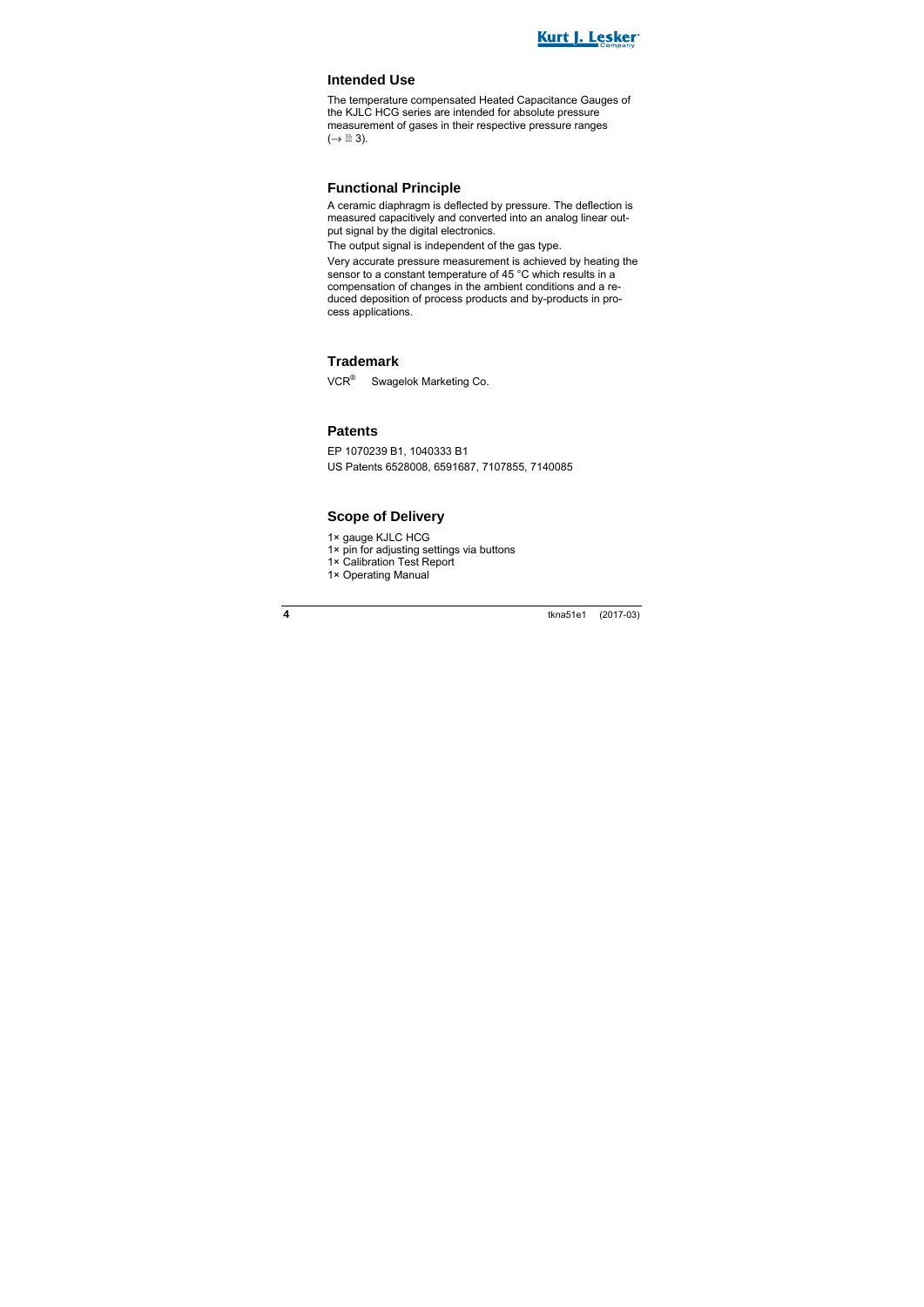## Intended Use

The temperature compensated Heated Capacitance Gauges of the KJLC HCG series are intended for absolute pressure measurement of gases in their respective pressure ranges (→ 🗎 3).

## Functional Principle

A ceramic diaphragm is deflected by pressure. The deflection is measured capacitively and converted into an analog linear output signal by the digital electronics.

The output signal is independent of the gas type.

Very accurate pressure measurement is achieved by heating the sensor to a constant temperature of 45 °C which results in a compensation of changes in the ambient conditions and a reduced deposition of process products and by-products in process applications.

## Trademark

VCR® Swagelok Marketing Co.

## Patents

EP 1070239 B1, 1040333 B1

US Patents 6528008, 6591687, 7107855, 7140085

## Scope of Delivery

1× gauge KJLC HCG
1× pin for adjusting settings via buttons
1× Calibration Test Report
1× Operating Manual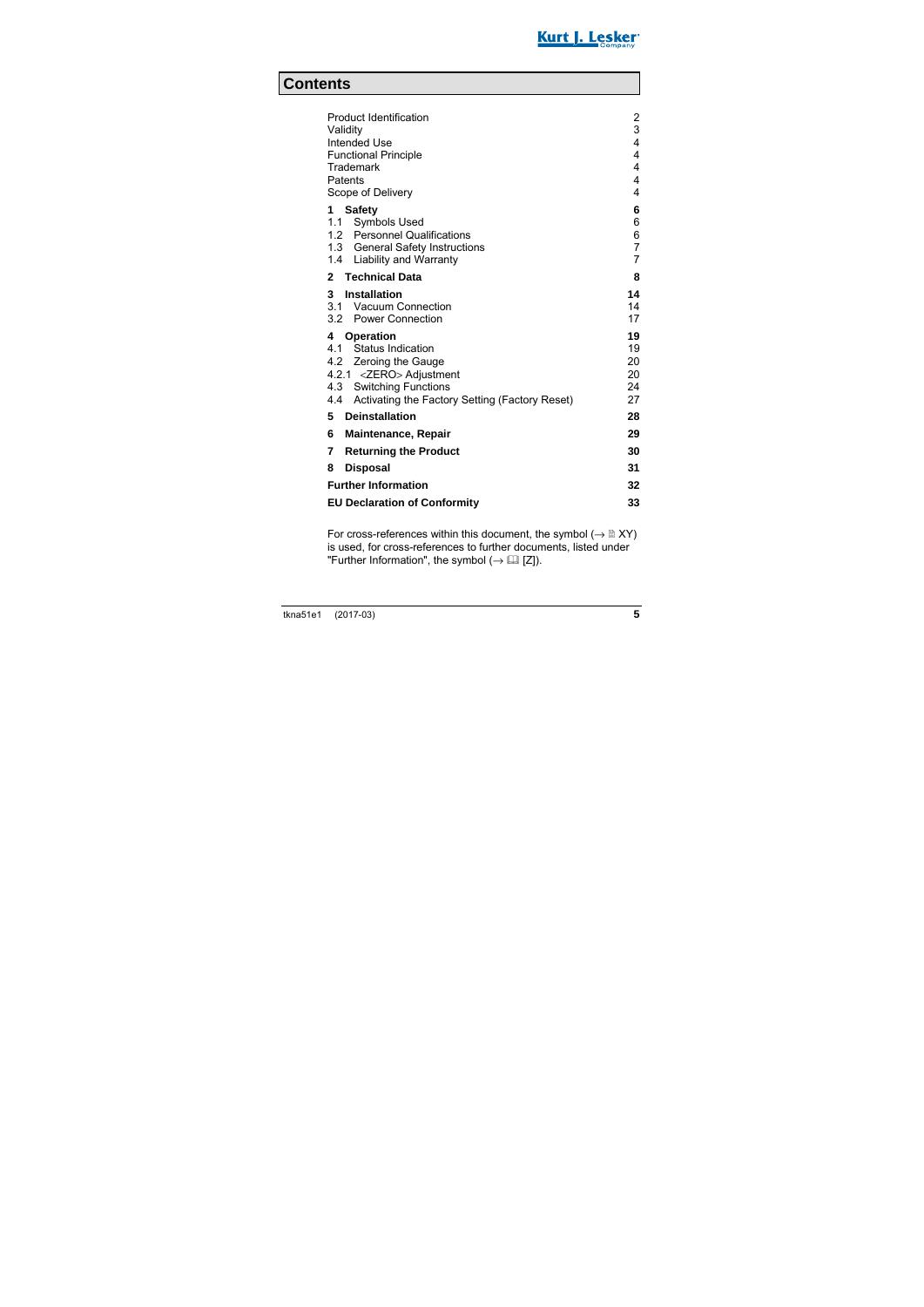# Contents

| | |
|---|---|
| Product Identification | 2 |
| Validity | 3 |
| Intended Use | 4 |
| Functional Principle | 4 |
| Trademark | 4 |
| Patents | 4 |
| Scope of Delivery | 4 |
| **1 Safety** | **6** |
| 1.1 Symbols Used | 6 |
| 1.2 Personnel Qualifications | 6 |
| 1.3 General Safety Instructions | 7 |
| 1.4 Liability and Warranty | 7 |
| **2 Technical Data** | **8** |
| **3 Installation** | **14** |
| 3.1 Vacuum Connection | 14 |
| 3.2 Power Connection | 17 |
| **4 Operation** | **19** |
| 4.1 Status Indication | 19 |
| 4.2 Zeroing the Gauge | 20 |
| 4.2.1 <ZERO> Adjustment | 20 |
| 4.3 Switching Functions | 24 |
| 4.4 Activating the Factory Setting (Factory Reset) | 27 |
| **5 Deinstallation** | **28** |
| **6 Maintenance, Repair** | **29** |
| **7 Returning the Product** | **30** |
| **8 Disposal** | **31** |
| **Further Information** | **32** |
| **EU Declaration of Conformity** | **33** |

For cross-references within this document, the symbol (→ 🗎 XY) is used, for cross-references to further documents, listed under "Further Information", the symbol (→ 🕮 [Z]).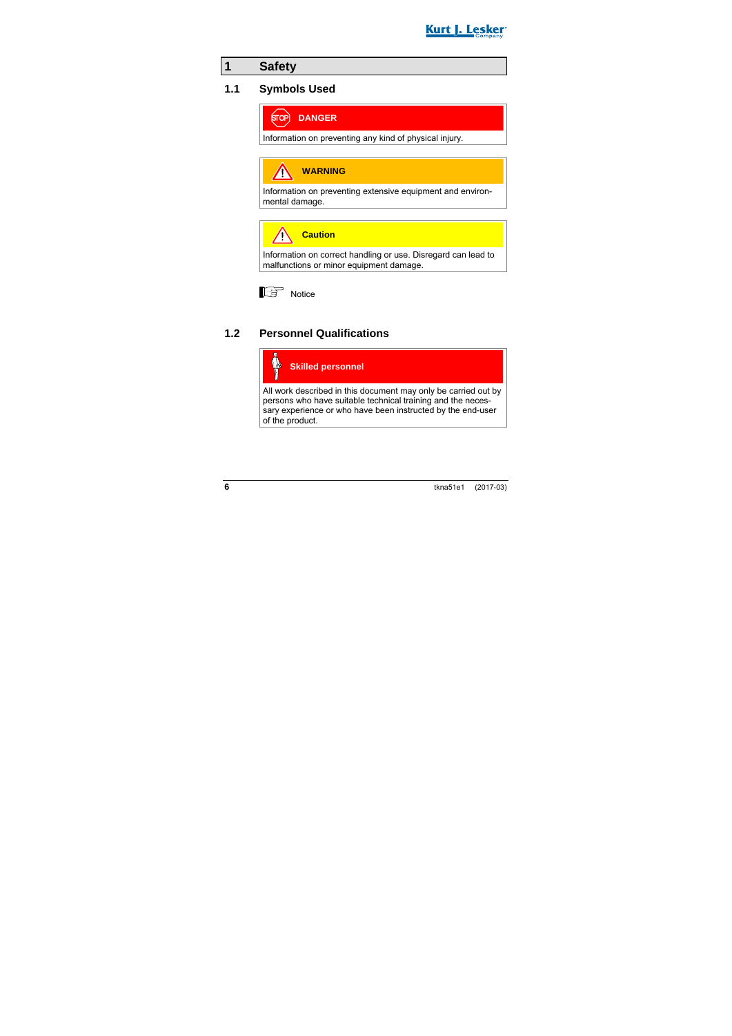# 1 Safety

## 1.1 Symbols Used

**DANGER**

Information on preventing any kind of physical injury.

**WARNING**

Information on preventing extensive equipment and environmental damage.

**Caution**

Information on correct handling or use. Disregard can lead to malfunctions or minor equipment damage.

Notice

## 1.2 Personnel Qualifications

**Skilled personnel**

All work described in this document may only be carried out by persons who have suitable technical training and the necessary experience or who have been instructed by the end-user of the product.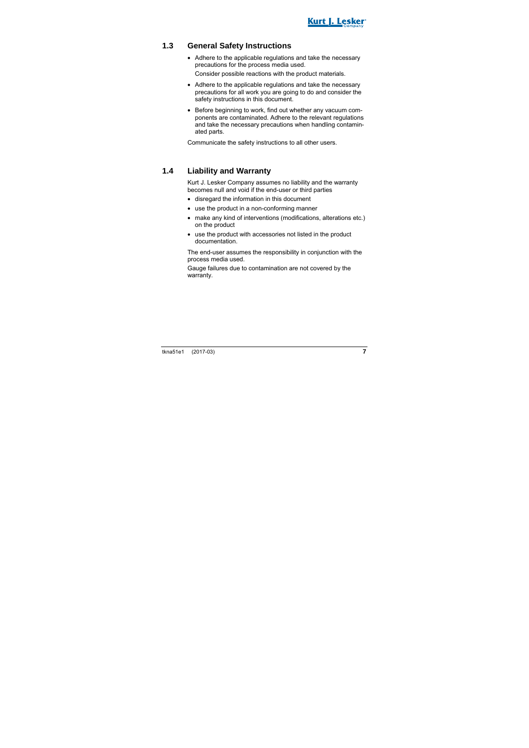## 1.3 General Safety Instructions

- Adhere to the applicable regulations and take the necessary precautions for the process media used.
  
  Consider possible reactions with the product materials.
- Adhere to the applicable regulations and take the necessary precautions for all work you are going to do and consider the safety instructions in this document.
- Before beginning to work, find out whether any vacuum components are contaminated. Adhere to the relevant regulations and take the necessary precautions when handling contaminated parts.

Communicate the safety instructions to all other users.

## 1.4 Liability and Warranty

Kurt J. Lesker Company assumes no liability and the warranty becomes null and void if the end-user or third parties

- disregard the information in this document
- use the product in a non-conforming manner
- make any kind of interventions (modifications, alterations etc.) on the product
- use the product with accessories not listed in the product documentation.

The end-user assumes the responsibility in conjunction with the process media used.

Gauge failures due to contamination are not covered by the warranty.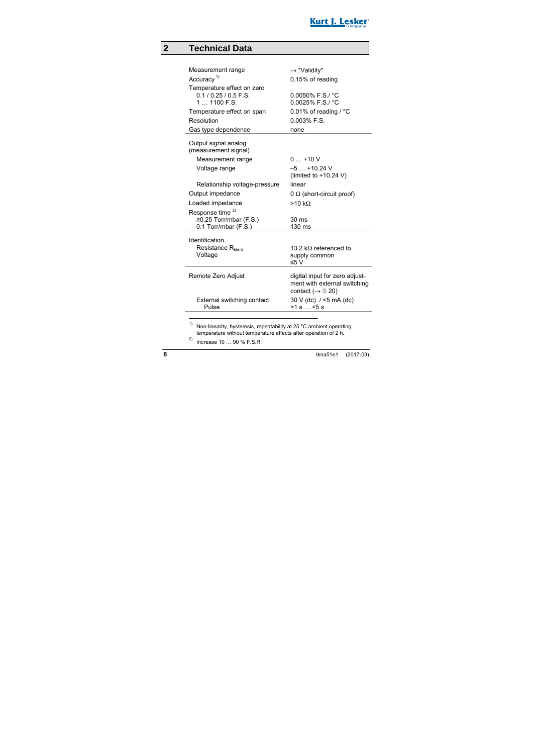# 2 Technical Data

| | |
|---|---|
| Measurement range | → "Validity" |
| Accuracy [1)] | 0.15% of reading |
| Temperature effect on zero | |
| 0.1 / 0.25 / 0.5 F.S. | 0.0050% F.S./ °C |
| 1 … 1100 F.S. | 0.0025% F.S./ °C |
| Temperature effect on span | 0.01% of reading / °C |
| Resolution | 0.003% F.S. |
| Gas type dependence | none |
| Output signal analog (measurement signal) | |
| Measurement range | 0 … +10 V |
| Voltage range | –5 … +10.24 V (limited to +10.24 V) |
| Relationship voltage-pressure | linear |
| Output impedance | 0 Ω (short-circuit proof) |
| Loaded impedance | >10 kΩ |
| Response time [2)] | |
| ≥0.25 Torr/mbar (F.S.) | 30 ms |
| 0.1 Torr/mbar (F.S.) | 130 ms |
| Identification | |
| Resistance $R_{Ident}$ | 13.2 kΩ referenced to supply common |
| Voltage | ≤5 V |
| Remote Zero Adjust | digital input for zero adjustment with external switching contact (→ 20) |
| External switching contact | 30 V (dc) / <5 mA (dc) |
| Pulse | >1 s … <5 s |

[1)] Non-linearity, hysteresis, repeatability at 25 °C ambient operating temperature without temperature effects after operation of 2 h.

[2)] Increase 10 … 90 % F.S.R.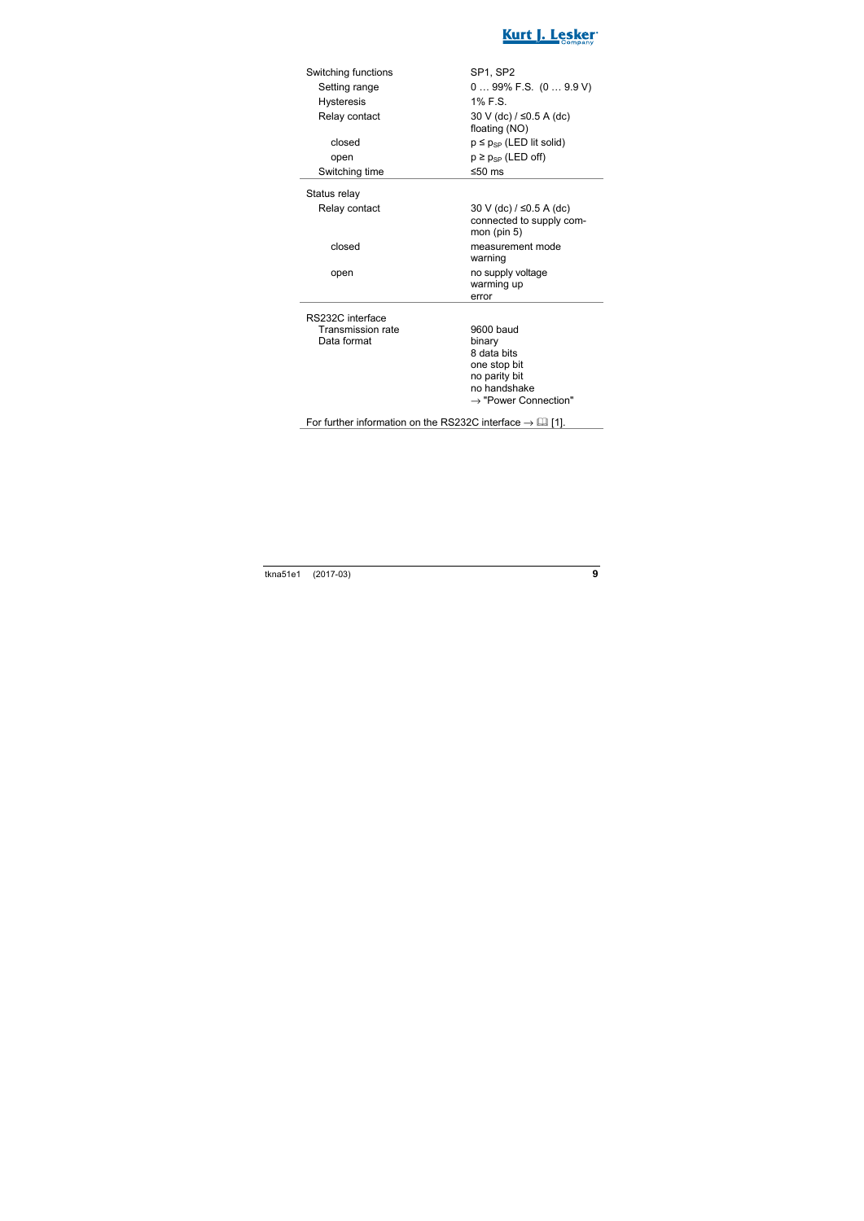| | |
|---|---|
| Switching functions | SP1, SP2 |
| Setting range | 0 … 99% F.S.  (0 … 9.9 V) |
| Hysteresis | 1% F.S. |
| Relay contact | 30 V (dc) / ≤0.5 A (dc) floating (NO) |
| closed | $p \leq p_{SP}$ (LED lit solid) |
| open | $p \geq p_{SP}$ (LED off) |
| Switching time | ≤50 ms |

| | |
|---|---|
| Status relay | |
| Relay contact | 30 V (dc) / ≤0.5 A (dc) connected to supply common (pin 5) |
| closed | measurement mode warning |
| open | no supply voltage warming up error |

| | |
|---|---|
| RS232C interface | |
| Transmission rate | 9600 baud |
| Data format | binary<br>8 data bits<br>one stop bit<br>no parity bit<br>no handshake<br>→ "Power Connection" |

For further information on the RS232C interface → 📖 [1].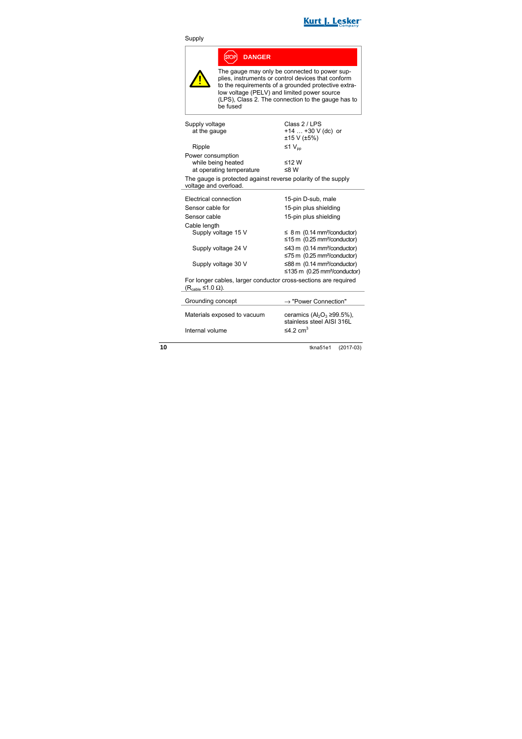Supply

> **DANGER**
>
> The gauge may only be connected to power supplies, instruments or control devices that conform to the requirements of a grounded protective extra-low voltage (PELV) and limited power source (LPS), Class 2. The connection to the gauge has to be fused.

| | |
|---|---|
| Supply voltage | Class 2 / LPS |
| at the gauge | +14 … +30 V (dc) or ±15 V (±5%) |
| Ripple | ≤1 $V_{pp}$ |
| Power consumption | |
| while being heated | ≤12 W |
| at operating temperature | ≤8 W |

The gauge is protected against reverse polarity of the supply voltage and overload.

| | |
|---|---|
| Electrical connection | 15-pin D-sub, male |
| Sensor cable for | 15-pin plus shielding |
| Sensor cable | 15-pin plus shielding |
| Cable length | |
| Supply voltage 15 V | ≤ 8 m (0.14 mm²/conductor)<br>≤15 m (0.25 mm²/conductor) |
| Supply voltage 24 V | ≤43 m (0.14 mm²/conductor)<br>≤75 m (0.25 mm²/conductor) |
| Supply voltage 30 V | ≤88 m (0.14 mm²/conductor)<br>≤135 m (0.25 mm²/conductor) |

For longer cables, larger conductor cross-sections are required ($R_{cable}$ ≤1.0 Ω).

| | |
|---|---|
| Grounding concept | → "Power Connection" |
| Materials exposed to vacuum | ceramics ($Al_2O_3$ ≥99.5%), stainless steel AISI 316L |
| Internal volume | ≤4.2 $cm^3$ |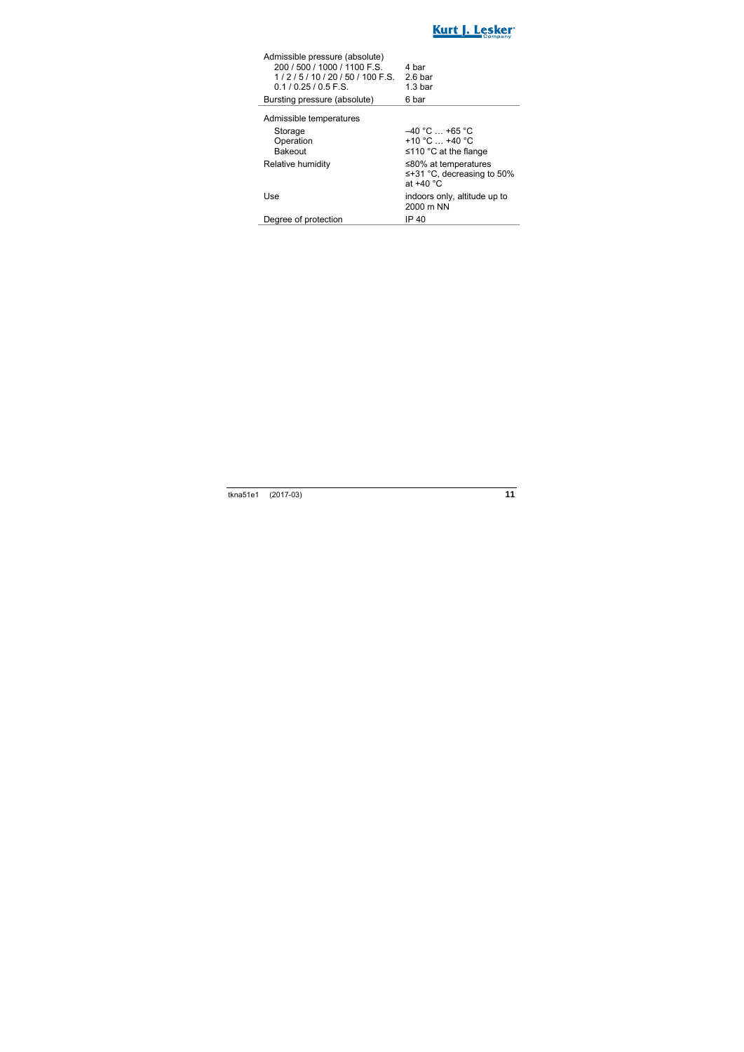| | |
|---|---|
| Admissible pressure (absolute) | |
| 200 / 500 / 1000 / 1100 F.S. | 4 bar |
| 1 / 2 / 5 / 10 / 20 / 50 / 100 F.S. | 2.6 bar |
| 0.1 / 0.25 / 0.5 F.S. | 1.3 bar |
| Bursting pressure (absolute) | 6 bar |

| | |
|---|---|
| Admissible temperatures | |
| Storage | –40 °C … +65 °C |
| Operation | +10 °C … +40 °C |
| Bakeout | ≤110 °C at the flange |
| Relative humidity | ≤80% at temperatures ≤+31 °C, decreasing to 50% at +40 °C |
| Use | indoors only, altitude up to 2000 m NN |
| Degree of protection | IP 40 |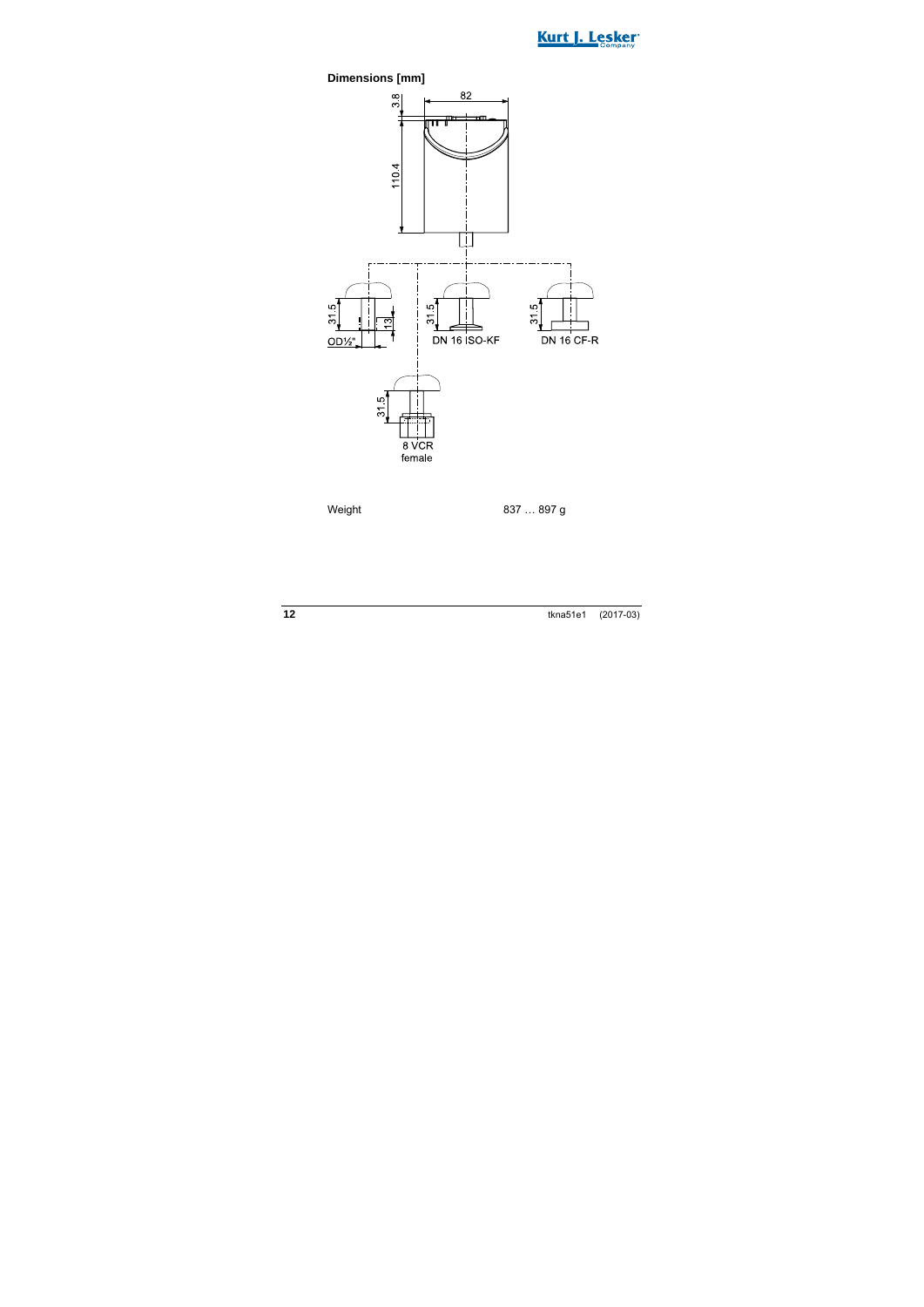**Dimensions [mm]**

| Weight | 837 … 897 g |
|---|---|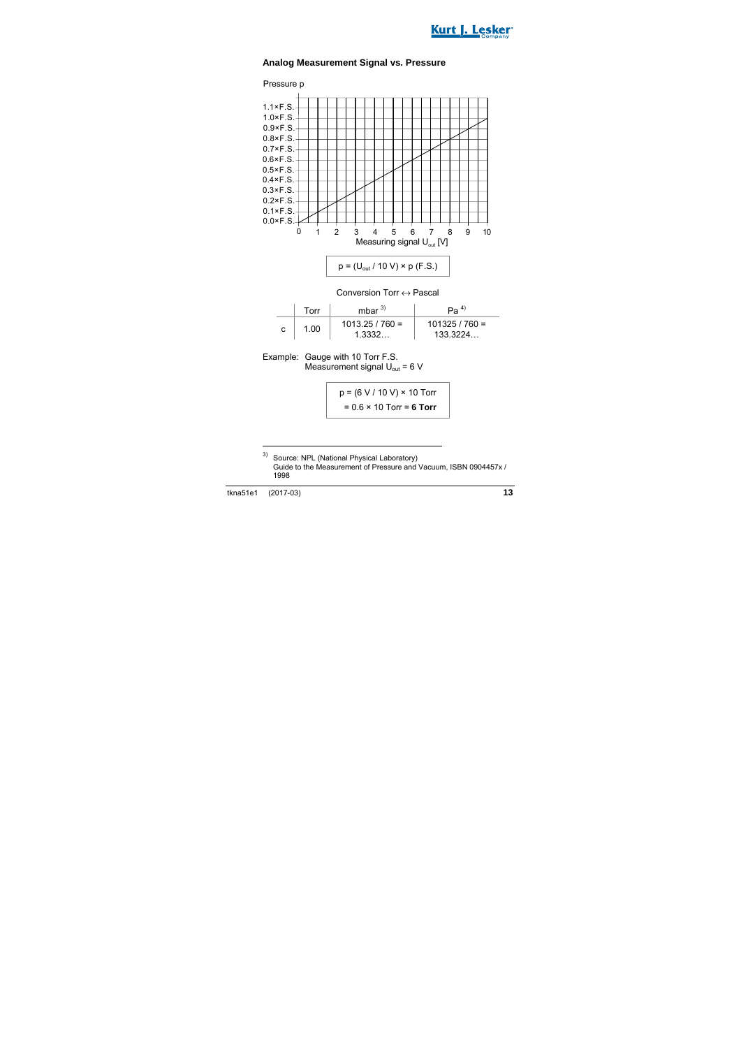### Analog Measurement Signal vs. Pressure

Pressure p

1.1×F.S.
1.0×F.S.
0.9×F.S.
0.8×F.S.
0.7×F.S.
0.6×F.S.
0.5×F.S.
0.4×F.S.
0.3×F.S.
0.2×F.S.
0.1×F.S.
0.0×F.S.

0 1 2 3 4 5 6 7 8 9 10

Measuring signal $U_{out}$ [V]

$$p = (U_{out} / 10\ V) \times p\ (F.S.)$$

Conversion Torr ↔ Pascal

| | Torr | mbar [3] | Pa [4] |
|---|---|---|---|
| c | 1.00 | 1013.25 / 760 = 1.3332… | 101325 / 760 = 133.3224… |

Example: Gauge with 10 Torr F.S.
Measurement signal $U_{out}$ = 6 V

$$p = (6\ V / 10\ V) \times 10\ Torr$$
$$= 0.6 \times 10\ Torr = \mathbf{6\ Torr}$$

---

[3] Source: NPL (National Physical Laboratory)
Guide to the Measurement of Pressure and Vacuum, ISBN 0904457x / 1998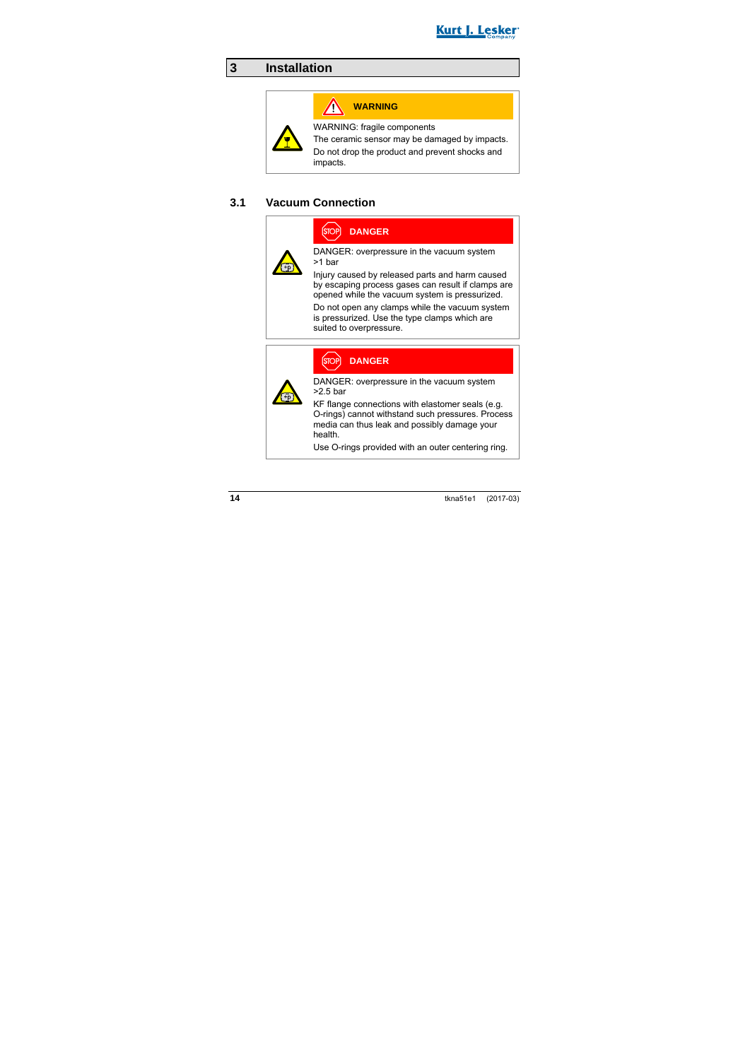# 3 Installation

**WARNING**

WARNING: fragile components

The ceramic sensor may be damaged by impacts.

Do not drop the product and prevent shocks and impacts.

## 3.1 Vacuum Connection

**DANGER**

DANGER: overpressure in the vacuum system >1 bar

Injury caused by released parts and harm caused by escaping process gases can result if clamps are opened while the vacuum system is pressurized.

Do not open any clamps while the vacuum system is pressurized. Use the type clamps which are suited to overpressure.

**DANGER**

DANGER: overpressure in the vacuum system >2.5 bar

KF flange connections with elastomer seals (e.g. O-rings) cannot withstand such pressures. Process media can thus leak and possibly damage your health.

Use O-rings provided with an outer centering ring.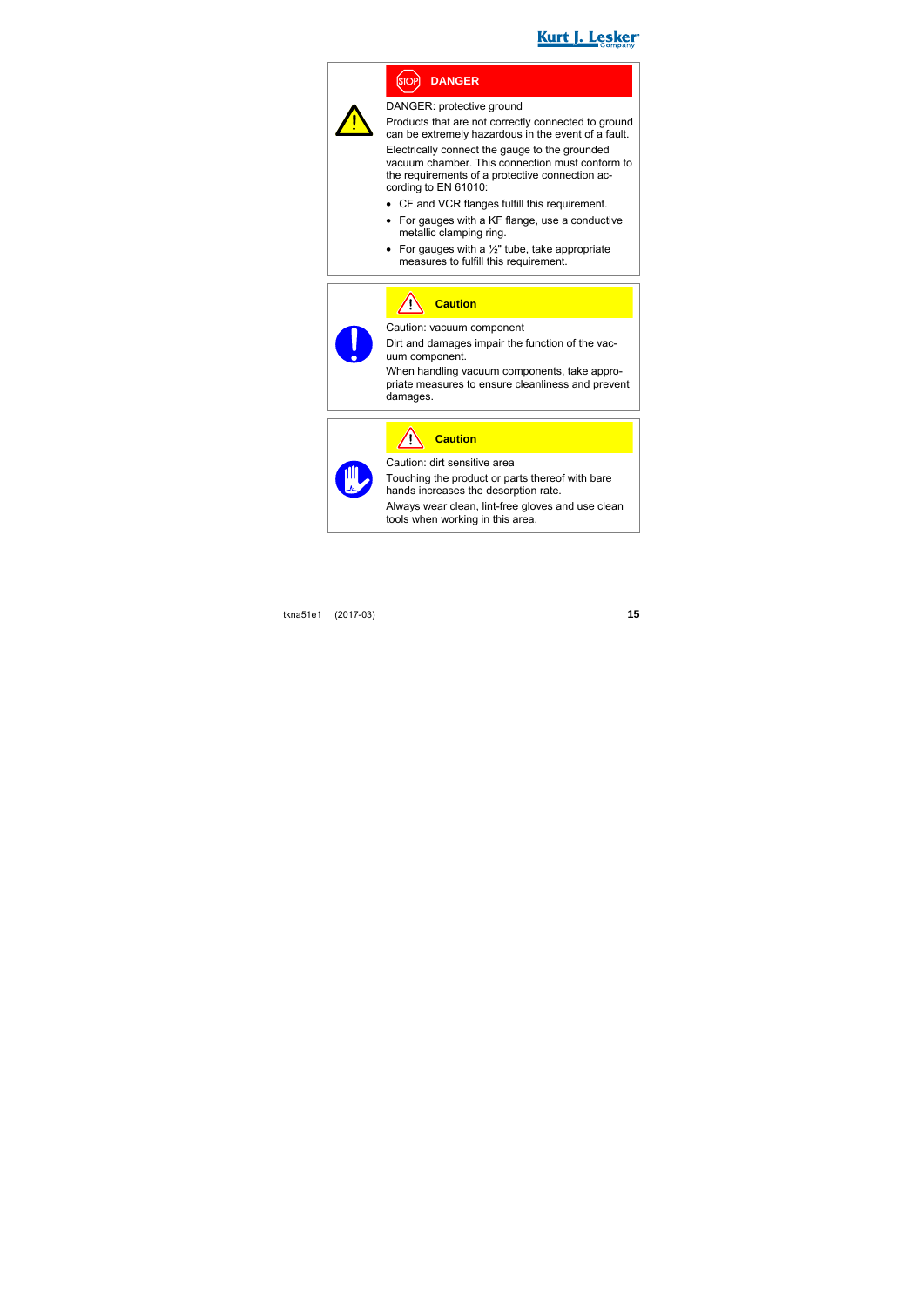**DANGER**

DANGER: protective ground

Products that are not correctly connected to ground can be extremely hazardous in the event of a fault.

Electrically connect the gauge to the grounded vacuum chamber. This connection must conform to the requirements of a protective connection according to EN 61010:

- CF and VCR flanges fulfill this requirement.
- For gauges with a KF flange, use a conductive metallic clamping ring.
- For gauges with a ½" tube, take appropriate measures to fulfill this requirement.

**Caution**

Caution: vacuum component

Dirt and damages impair the function of the vacuum component.

When handling vacuum components, take appropriate measures to ensure cleanliness and prevent damages.

**Caution**

Caution: dirt sensitive area

Touching the product or parts thereof with bare hands increases the desorption rate.

Always wear clean, lint-free gloves and use clean tools when working in this area.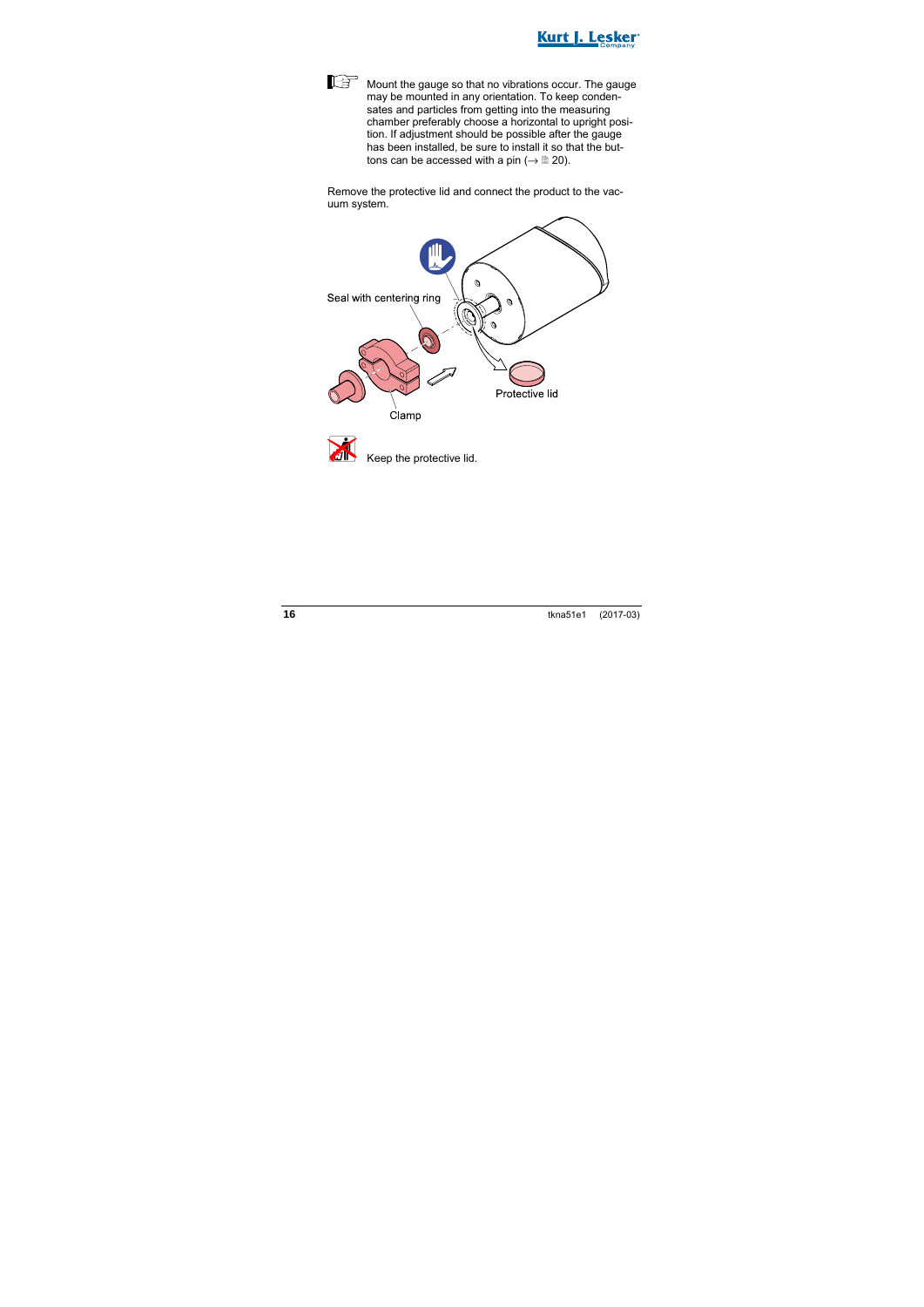Mount the gauge so that no vibrations occur. The gauge may be mounted in any orientation. To keep condensates and particles from getting into the measuring chamber preferably choose a horizontal to upright position. If adjustment should be possible after the gauge has been installed, be sure to install it so that the buttons can be accessed with a pin (→ 🗎 20).

Remove the protective lid and connect the product to the vacuum system.

Seal with centering ring

Protective lid

Clamp

Keep the protective lid.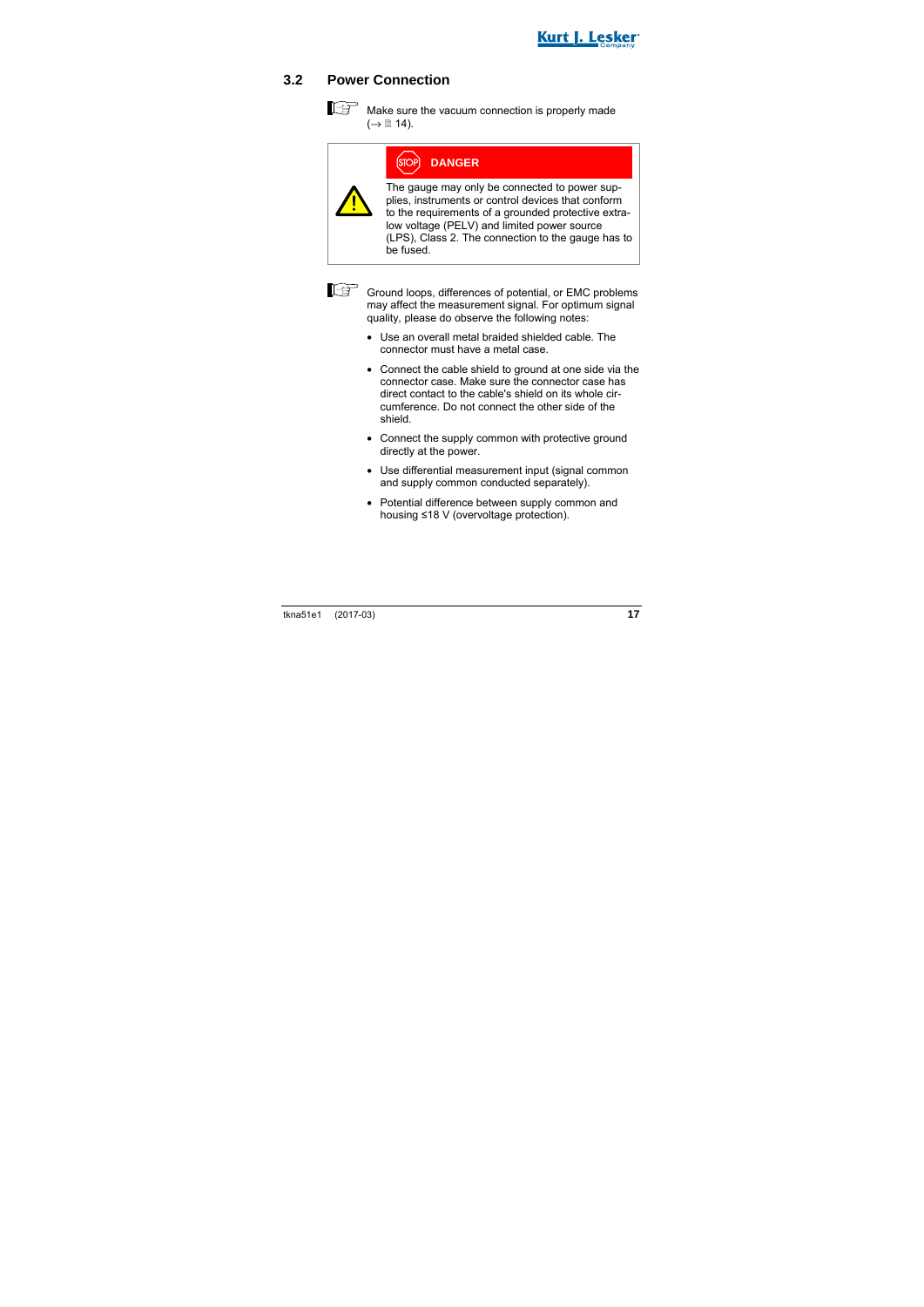## 3.2 Power Connection

Make sure the vacuum connection is properly made (→ 14).

**DANGER**

The gauge may only be connected to power supplies, instruments or control devices that conform to the requirements of a grounded protective extra-low voltage (PELV) and limited power source (LPS), Class 2. The connection to the gauge has to be fused.

Ground loops, differences of potential, or EMC problems may affect the measurement signal. For optimum signal quality, please do observe the following notes:

- Use an overall metal braided shielded cable. The connector must have a metal case.
- Connect the cable shield to ground at one side via the connector case. Make sure the connector case has direct contact to the cable's shield on its whole circumference. Do not connect the other side of the shield.
- Connect the supply common with protective ground directly at the power.
- Use differential measurement input (signal common and supply common conducted separately).
- Potential difference between supply common and housing ≤18 V (overvoltage protection).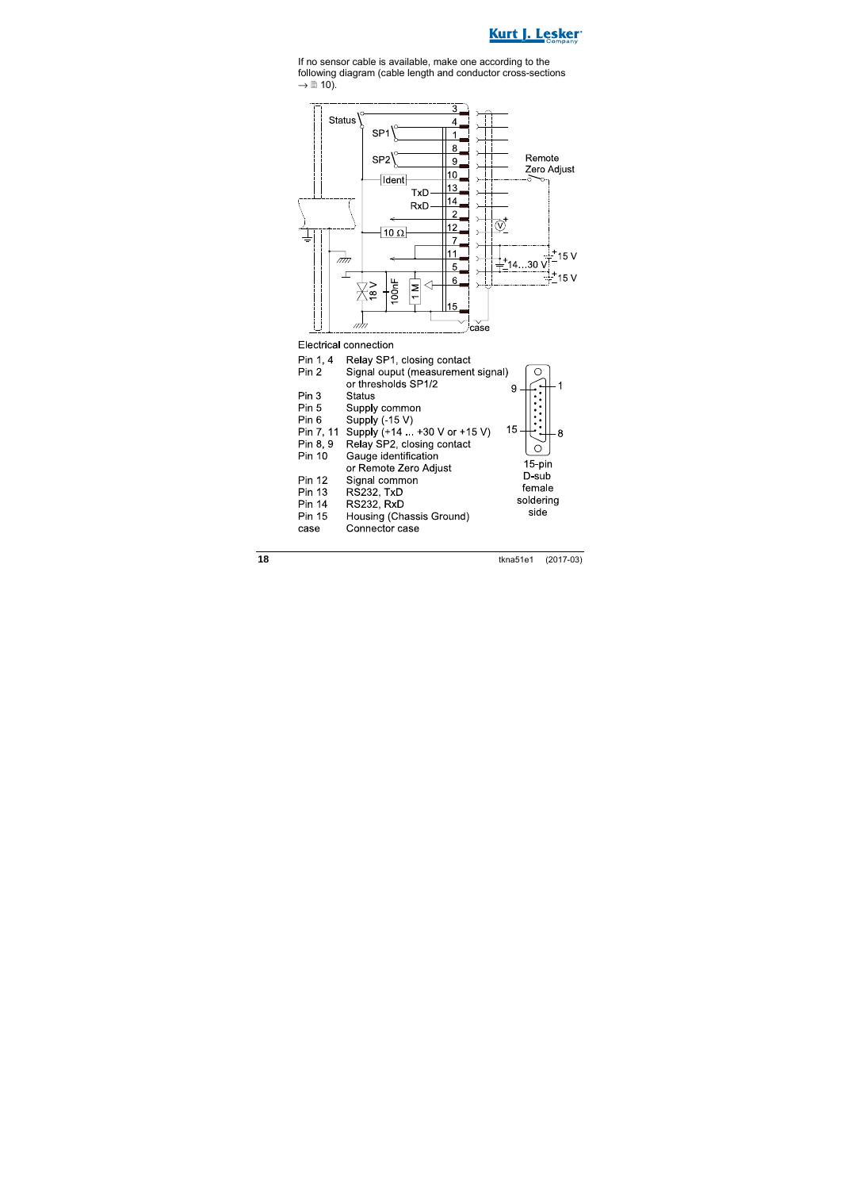If no sensor cable is available, make one according to the following diagram (cable length and conductor cross-sections → 🗎 10).

Electrical connection

| | |
|---|---|
| Pin 1, 4 | Relay SP1, closing contact |
| Pin 2 | Signal ouput (measurement signal) or thresholds SP1/2 |
| Pin 3 | Status |
| Pin 5 | Supply common |
| Pin 6 | Supply (-15 V) |
| Pin 7, 11 | Supply (+14 ... +30 V or +15 V) |
| Pin 8, 9 | Relay SP2, closing contact |
| Pin 10 | Gauge identification or Remote Zero Adjust |
| Pin 12 | Signal common |
| Pin 13 | RS232, TxD |
| Pin 14 | RS232, RxD |
| Pin 15 | Housing (Chassis Ground) |
| case | Connector case |

15-pin D-sub female soldering side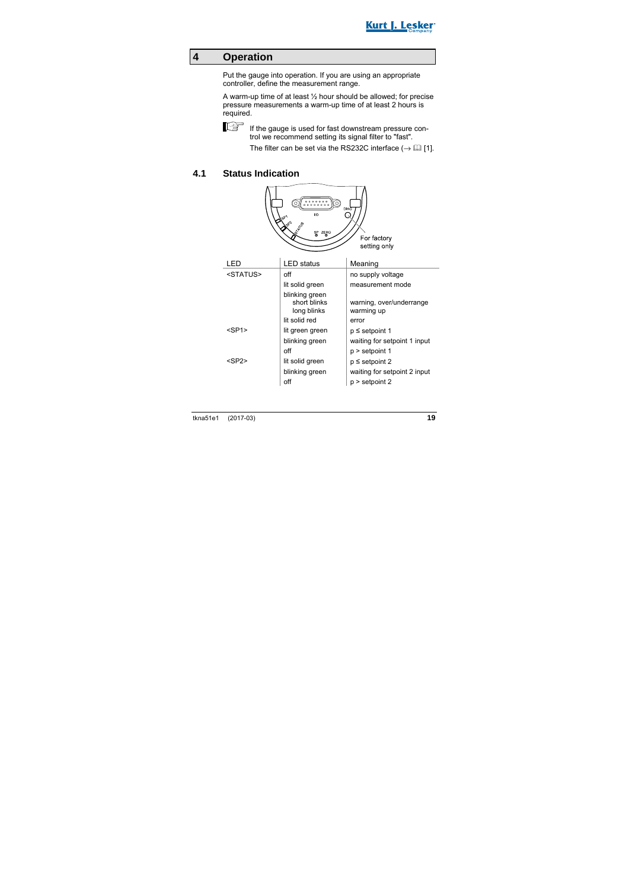# 4 Operation

Put the gauge into operation. If you are using an appropriate controller, define the measurement range.

A warm-up time of at least ½ hour should be allowed; for precise pressure measurements a warm-up time of at least 2 hours is required.

If the gauge is used for fast downstream pressure control we recommend setting its signal filter to "fast".

The filter can be set via the RS232C interface (→ 🕮 [1].

## 4.1 Status Indication

For factory setting only

| LED | LED status | Meaning |
|---|---|---|
| <STATUS> | off | no supply voltage |
| | lit solid green | measurement mode |
| | blinking green | |
| | short blinks | warning, over/underrange |
| | long blinks | warming up |
| | lit solid red | error |
| <SP1> | lit green green | p ≤ setpoint 1 |
| | blinking green | waiting for setpoint 1 input |
| | off | p > setpoint 1 |
| <SP2> | lit solid green | p ≤ setpoint 2 |
| | blinking green | waiting for setpoint 2 input |
| | off | p > setpoint 2 |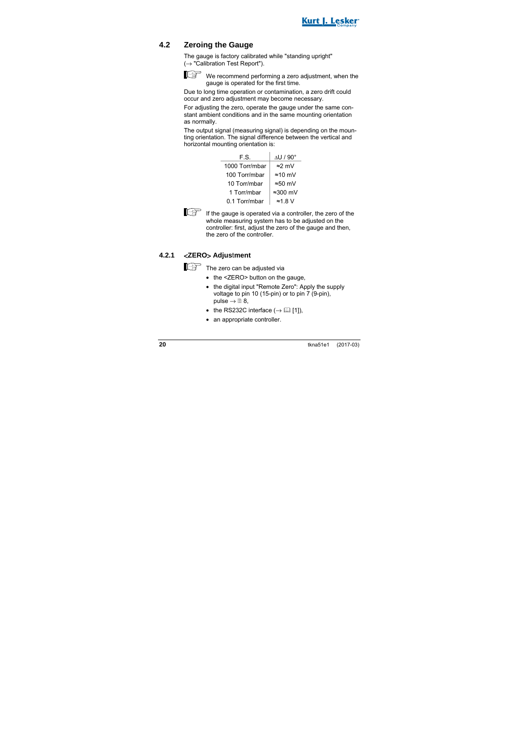## 4.2 Zeroing the Gauge

The gauge is factory calibrated while "standing upright" (→ "Calibration Test Report").

☞ We recommend performing a zero adjustment, when the gauge is operated for the first time.

Due to long time operation or contamination, a zero drift could occur and zero adjustment may become necessary.

For adjusting the zero, operate the gauge under the same constant ambient conditions and in the same mounting orientation as normally.

The output signal (measuring signal) is depending on the mounting orientation. The signal difference between the vertical and horizontal mounting orientation is:

| F.S. | ΔU / 90° |
|---|---|
| 1000 Torr/mbar | ≈2 mV |
| 100 Torr/mbar | ≈10 mV |
| 10 Torr/mbar | ≈50 mV |
| 1 Torr/mbar | ≈300 mV |
| 0.1 Torr/mbar | ≈1.8 V |

☞ If the gauge is operated via a controller, the zero of the whole measuring system has to be adjusted on the controller: first, adjust the zero of the gauge and then, the zero of the controller.

### 4.2.1 <ZERO> Adjustment

☞ The zero can be adjusted via

- the <ZERO> button on the gauge,
- the digital input "Remote Zero": Apply the supply voltage to pin 10 (15-pin) or to pin 7 (9-pin), pulse → 8,
- the RS232C interface (→ [1]),
- an appropriate controller.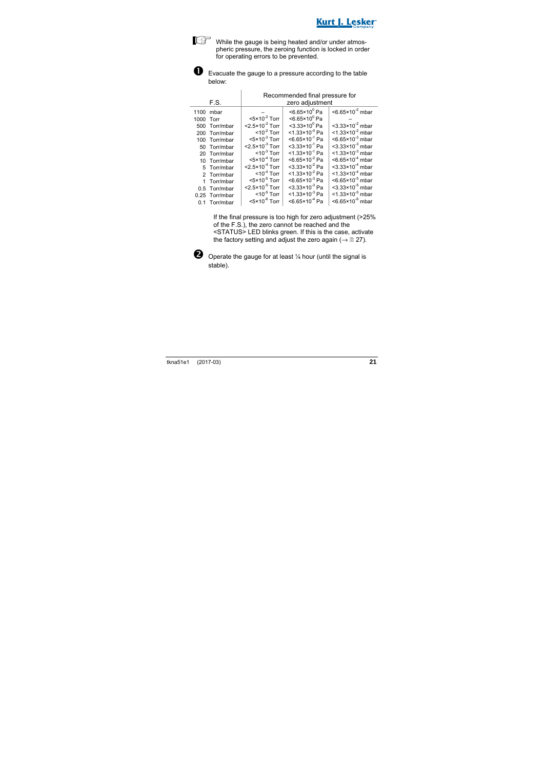While the gauge is being heated and/or under atmospheric pressure, the zeroing function is locked in order for operating errors to be prevented.

❶ Evacuate the gauge to a pressure according to the table below:

| F.S. | Recommended final pressure for zero adjustment | | |
|---|---|---|---|
| 1100 mbar | – | <$6.65\times10^{0}$ Pa | <$6.65\times10^{-2}$ mbar |
| 1000 Torr | <$5\times10^{-2}$ Torr | <$6.65\times10^{0}$ Pa | – |
| 500 Torr/mbar | <$2.5\times10^{-2}$ Torr | <$3.33\times10^{0}$ Pa | <$3.33\times10^{-2}$ mbar |
| 200 Torr/mbar | <$10^{-2}$ Torr | <$1.33\times10^{-0}$ Pa | <$1.33\times10^{-2}$ mbar |
| 100 Torr/mbar | <$5\times10^{-3}$ Torr | <$6.65\times10^{-1}$ Pa | <$6.65\times10^{-3}$ mbar |
| 50 Torr/mbar | <$2.5\times10^{-3}$ Torr | <$3.33\times10^{-1}$ Pa | <$3.33\times10^{-3}$ mbar |
| 20 Torr/mbar | <$10^{-3}$ Torr | <$1.33\times10^{-1}$ Pa | <$1.33\times10^{-3}$ mbar |
| 10 Torr/mbar | <$5\times10^{-4}$ Torr | <$6.65\times10^{-2}$ Pa | <$6.65\times10^{-4}$ mbar |
| 5 Torr/mbar | <$2.5\times10^{-4}$ Torr | <$3.33\times10^{-2}$ Pa | <$3.33\times10^{-4}$ mbar |
| 2 Torr/mbar | <$10^{-4}$ Torr | <$1.33\times10^{-2}$ Pa | <$1.33\times10^{-4}$ mbar |
| 1 Torr/mbar | <$5\times10^{-5}$ Torr | <$6.65\times10^{-3}$ Pa | <$6.65\times10^{-5}$ mbar |
| 0.5 Torr/mbar | <$2.5\times10^{-5}$ Torr | <$3.33\times10^{-3}$ Pa | <$3.33\times10^{-5}$ mbar |
| 0.25 Torr/mbar | <$10^{-5}$ Torr | <$1.33\times10^{-3}$ Pa | <$1.33\times10^{-5}$ mbar |
| 0.1 Torr/mbar | <$5\times10^{-6}$ Torr | <$6.65\times10^{-4}$ Pa | <$6.65\times10^{-6}$ mbar |

If the final pressure is too high for zero adjustment (>25% of the F.S.), the zero cannot be reached and the <STATUS> LED blinks green. If this is the case, activate the factory setting and adjust the zero again (→ 27).

❷ Operate the gauge for at least ¼ hour (until the signal is stable).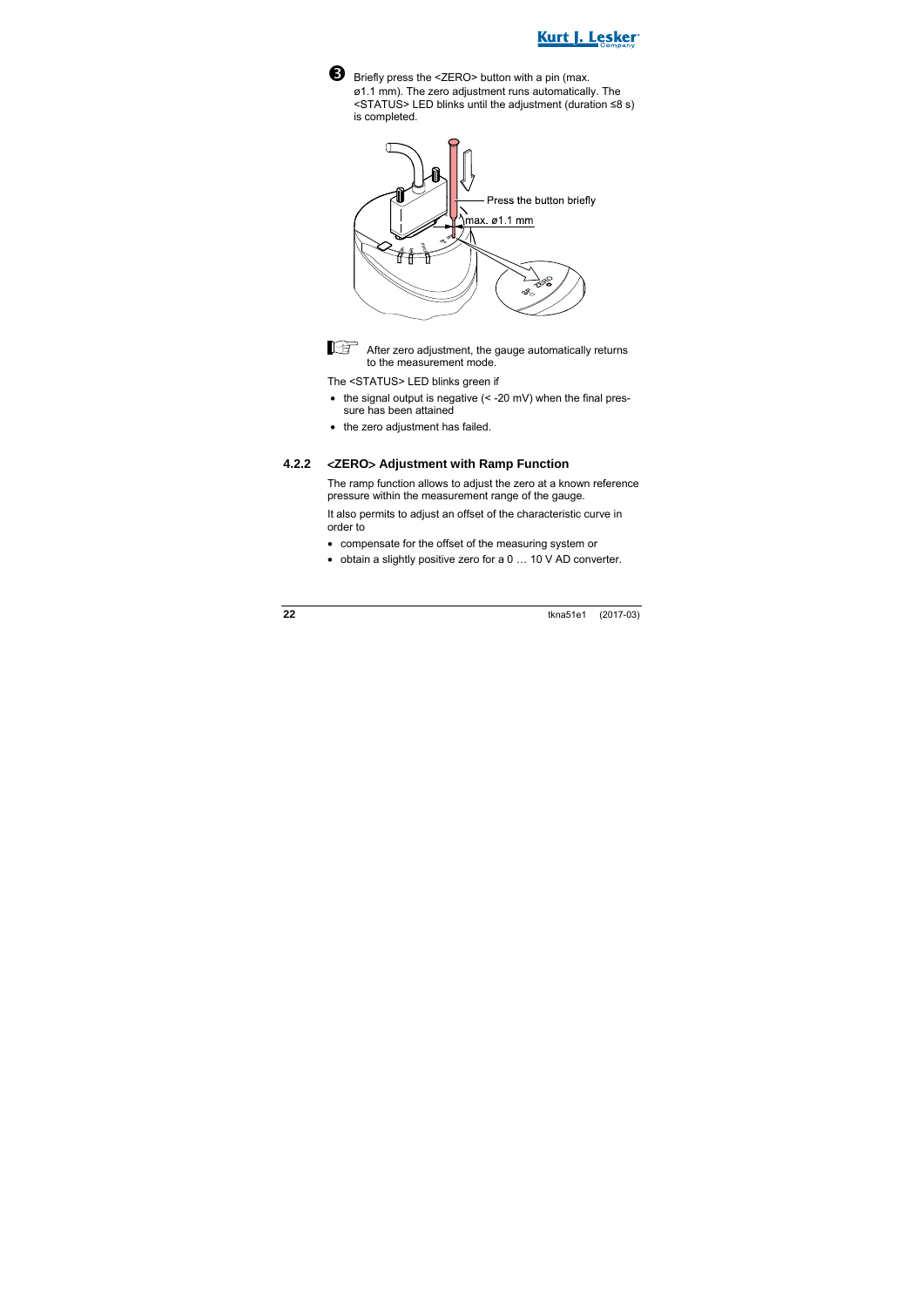❸ Briefly press the <ZERO> button with a pin (max. ø1.1 mm). The zero adjustment runs automatically. The <STATUS> LED blinks until the adjustment (duration ≤8 s) is completed.

Press the button briefly

max. ø1.1 mm

After zero adjustment, the gauge automatically returns to the measurement mode.

The <STATUS> LED blinks green if

- the signal output is negative (< -20 mV) when the final pressure has been attained
- the zero adjustment has failed.

### 4.2.2 <ZERO> Adjustment with Ramp Function

The ramp function allows to adjust the zero at a known reference pressure within the measurement range of the gauge.

It also permits to adjust an offset of the characteristic curve in order to

- compensate for the offset of the measuring system or
- obtain a slightly positive zero for a 0 … 10 V AD converter.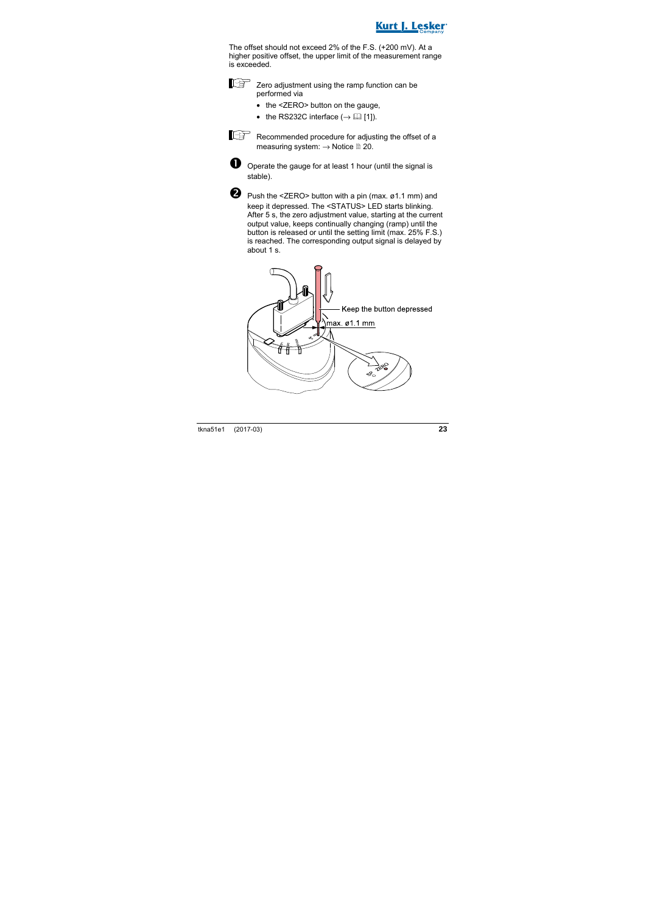The offset should not exceed 2% of the F.S. (+200 mV). At a higher positive offset, the upper limit of the measurement range is exceeded.

☞ Zero adjustment using the ramp function can be performed via

- the <ZERO> button on the gauge,
- the RS232C interface (→ 📖 [1]).

☞ Recommended procedure for adjusting the offset of a measuring system: → Notice 🗎 20.

❶ Operate the gauge for at least 1 hour (until the signal is stable).

❷ Push the <ZERO> button with a pin (max. ø1.1 mm) and keep it depressed. The <STATUS> LED starts blinking. After 5 s, the zero adjustment value, starting at the current output value, keeps continually changing (ramp) until the button is released or until the setting limit (max. 25% F.S.) is reached. The corresponding output signal is delayed by about 1 s.

Keep the button depressed

max. ø1.1 mm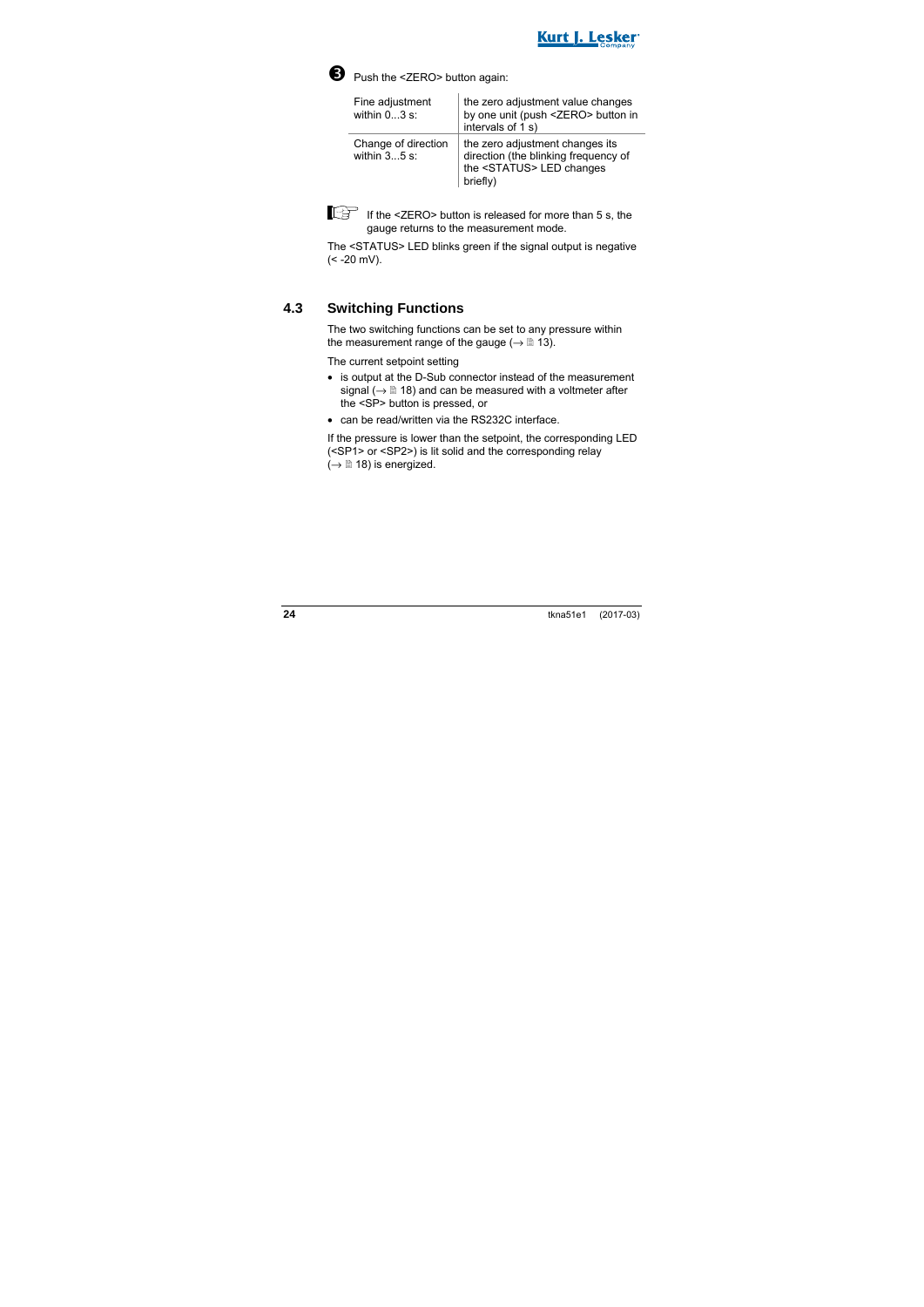❸ Push the <ZERO> button again:

| | |
|---|---|
| Fine adjustment within 0...3 s: | the zero adjustment value changes by one unit (push <ZERO> button in intervals of 1 s) |
| Change of direction within 3...5 s: | the zero adjustment changes its direction (the blinking frequency of the <STATUS> LED changes briefly) |

☞ If the <ZERO> button is released for more than 5 s, the gauge returns to the measurement mode.

The <STATUS> LED blinks green if the signal output is negative (< -20 mV).

## 4.3 Switching Functions

The two switching functions can be set to any pressure within the measurement range of the gauge (→ 🗎 13).

The current setpoint setting

- is output at the D-Sub connector instead of the measurement signal (→ 🗎 18) and can be measured with a voltmeter after the <SP> button is pressed, or
- can be read/written via the RS232C interface.

If the pressure is lower than the setpoint, the corresponding LED (<SP1> or <SP2>) is lit solid and the corresponding relay (→ 🗎 18) is energized.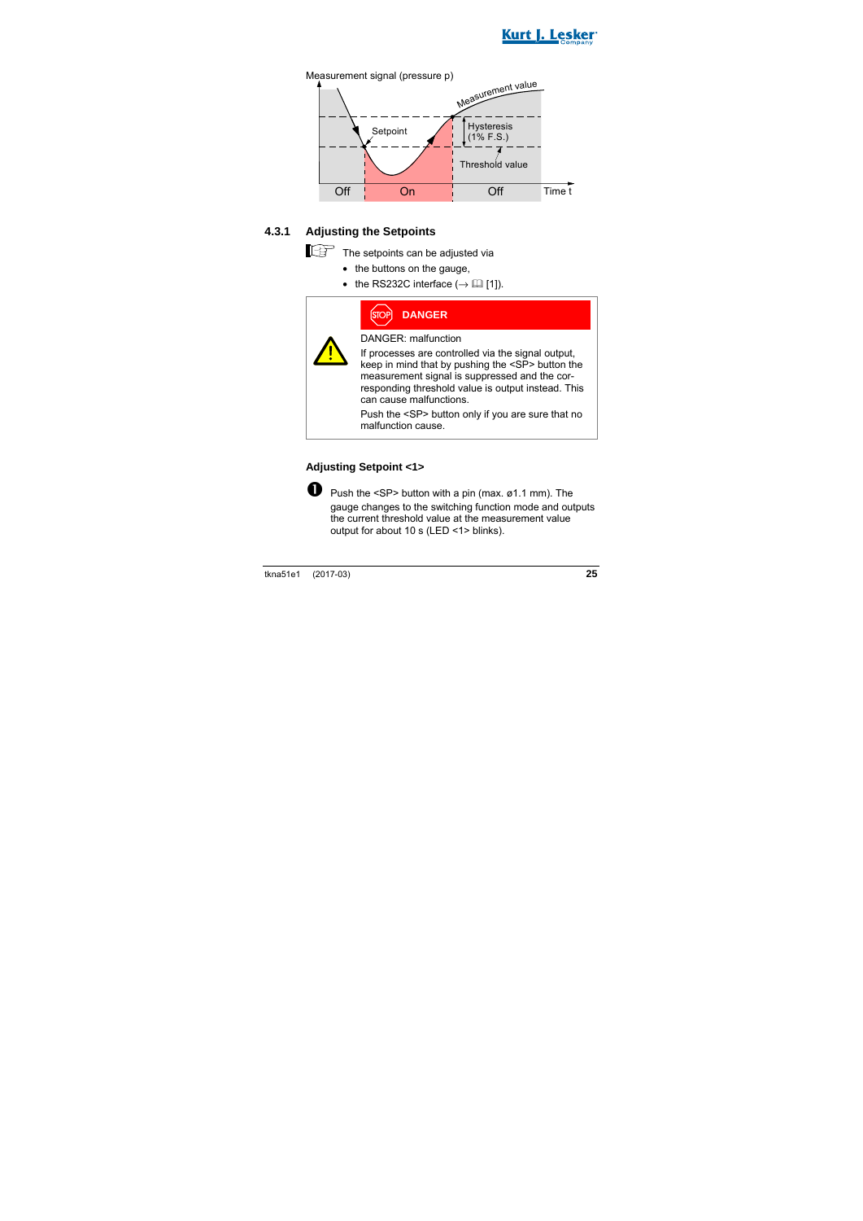Measurement signal (pressure p)

Measurement value

Setpoint

Hysteresis (1% F.S.)

Threshold value

Off | On | Off | Time t

### 4.3.1 Adjusting the Setpoints

The setpoints can be adjusted via

- the buttons on the gauge,
- the RS232C interface (→ 📖 [1]).

**DANGER**

DANGER: malfunction

If processes are controlled via the signal output, keep in mind that by pushing the <SP> button the measurement signal is suppressed and the corresponding threshold value is output instead. This can cause malfunctions.

Push the <SP> button only if you are sure that no malfunction cause.

#### Adjusting Setpoint <1>

1. Push the <SP> button with a pin (max. ø1.1 mm). The gauge changes to the switching function mode and outputs the current threshold value at the measurement value output for about 10 s (LED <1> blinks).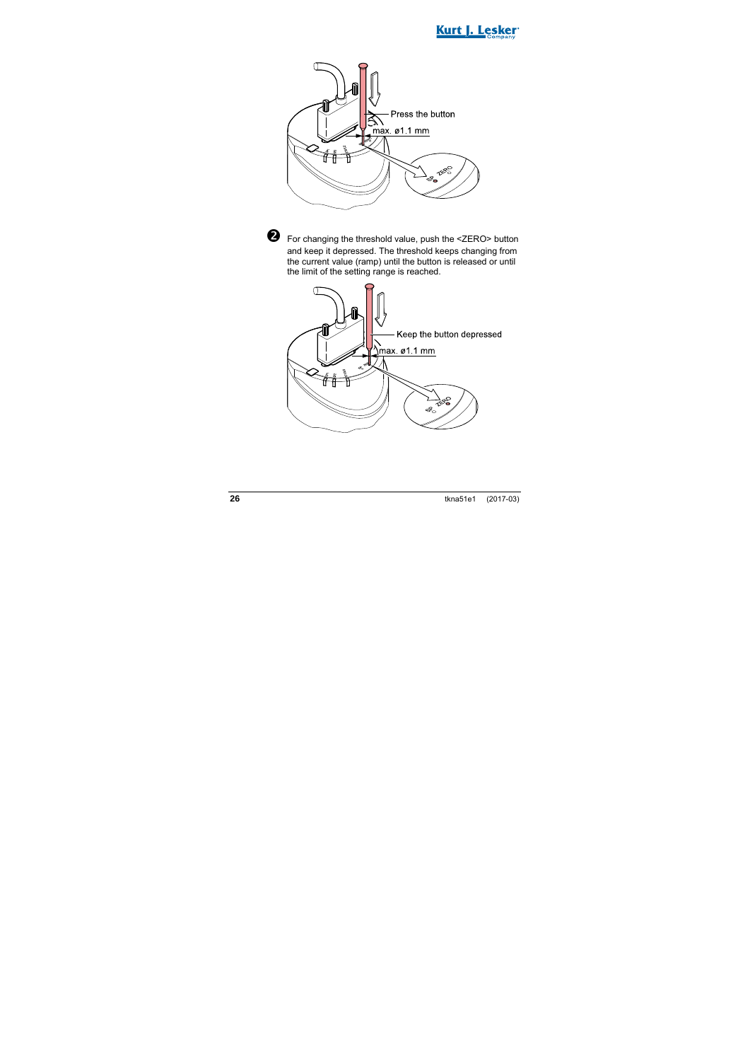Press the button

max. ø1.1 mm

❷ For changing the threshold value, push the <ZERO> button and keep it depressed. The threshold keeps changing from the current value (ramp) until the button is released or until the limit of the setting range is reached.

Keep the button depressed

max. ø1.1 mm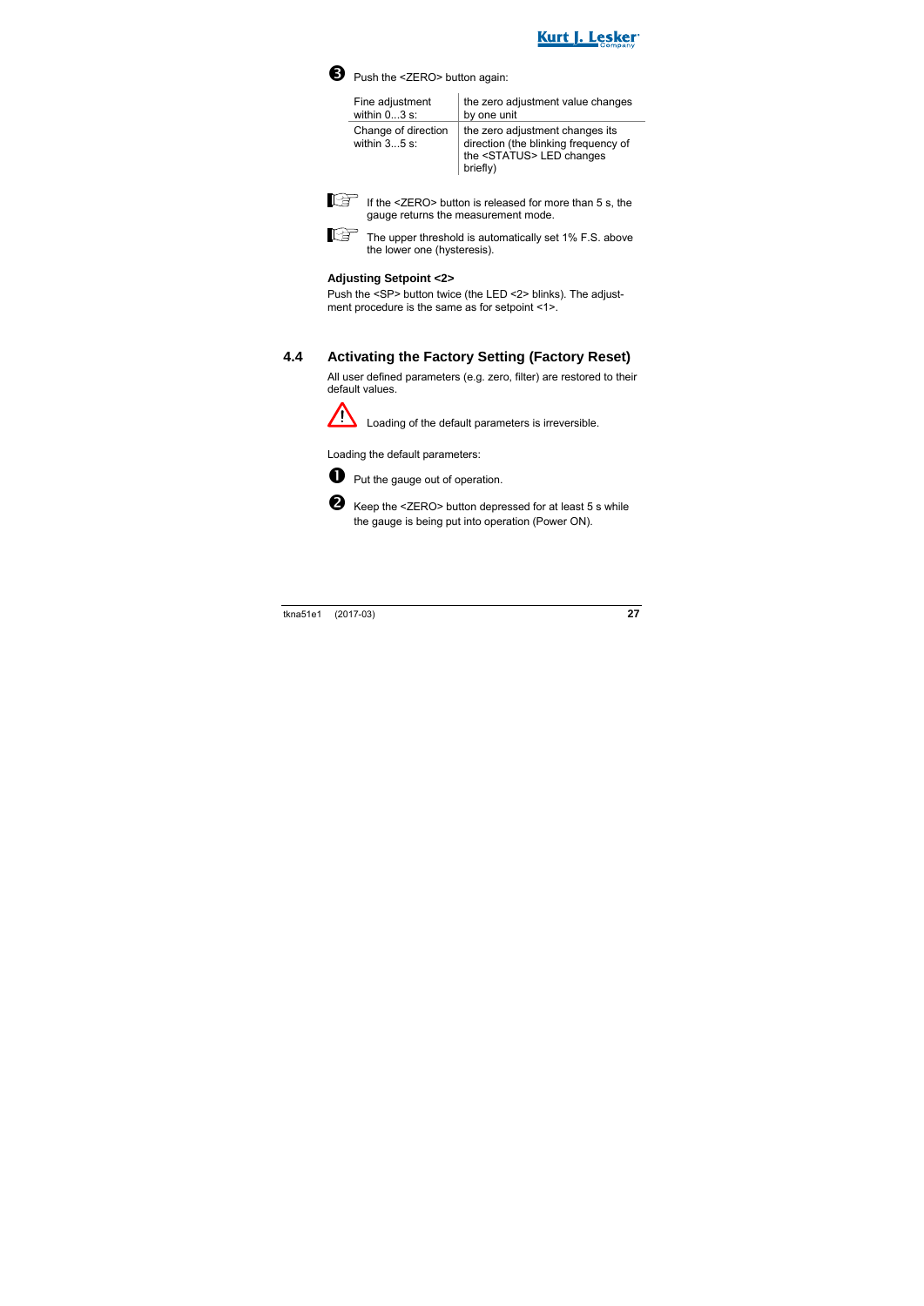❸ Push the <ZERO> button again:

| Fine adjustment within 0…3 s: | the zero adjustment value changes by one unit |
|---|---|
| Change of direction within 3…5 s: | the zero adjustment changes its direction (the blinking frequency of the <STATUS> LED changes briefly) |

☞ If the <ZERO> button is released for more than 5 s, the gauge returns the measurement mode.

☞ The upper threshold is automatically set 1% F.S. above the lower one (hysteresis).

**Adjusting Setpoint <2>**

Push the <SP> button twice (the LED <2> blinks). The adjustment procedure is the same as for setpoint <1>.

## 4.4 Activating the Factory Setting (Factory Reset)

All user defined parameters (e.g. zero, filter) are restored to their default values.

⚠ Loading of the default parameters is irreversible.

Loading the default parameters:

❶ Put the gauge out of operation.

❷ Keep the <ZERO> button depressed for at least 5 s while the gauge is being put into operation (Power ON).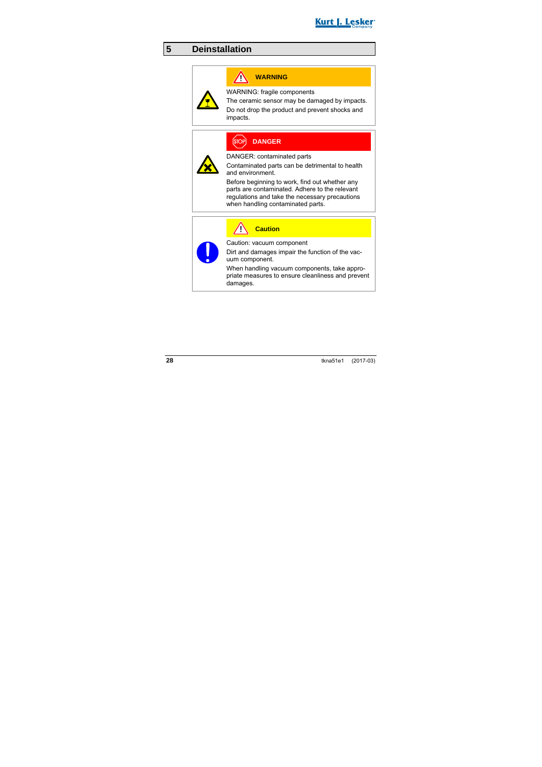# 5 Deinstallation

**WARNING**

WARNING: fragile components

The ceramic sensor may be damaged by impacts.

Do not drop the product and prevent shocks and impacts.

**DANGER**

DANGER: contaminated parts

Contaminated parts can be detrimental to health and environment.

Before beginning to work, find out whether any parts are contaminated. Adhere to the relevant regulations and take the necessary precautions when handling contaminated parts.

**Caution**

Caution: vacuum component

Dirt and damages impair the function of the vacuum component.

When handling vacuum components, take appropriate measures to ensure cleanliness and prevent damages.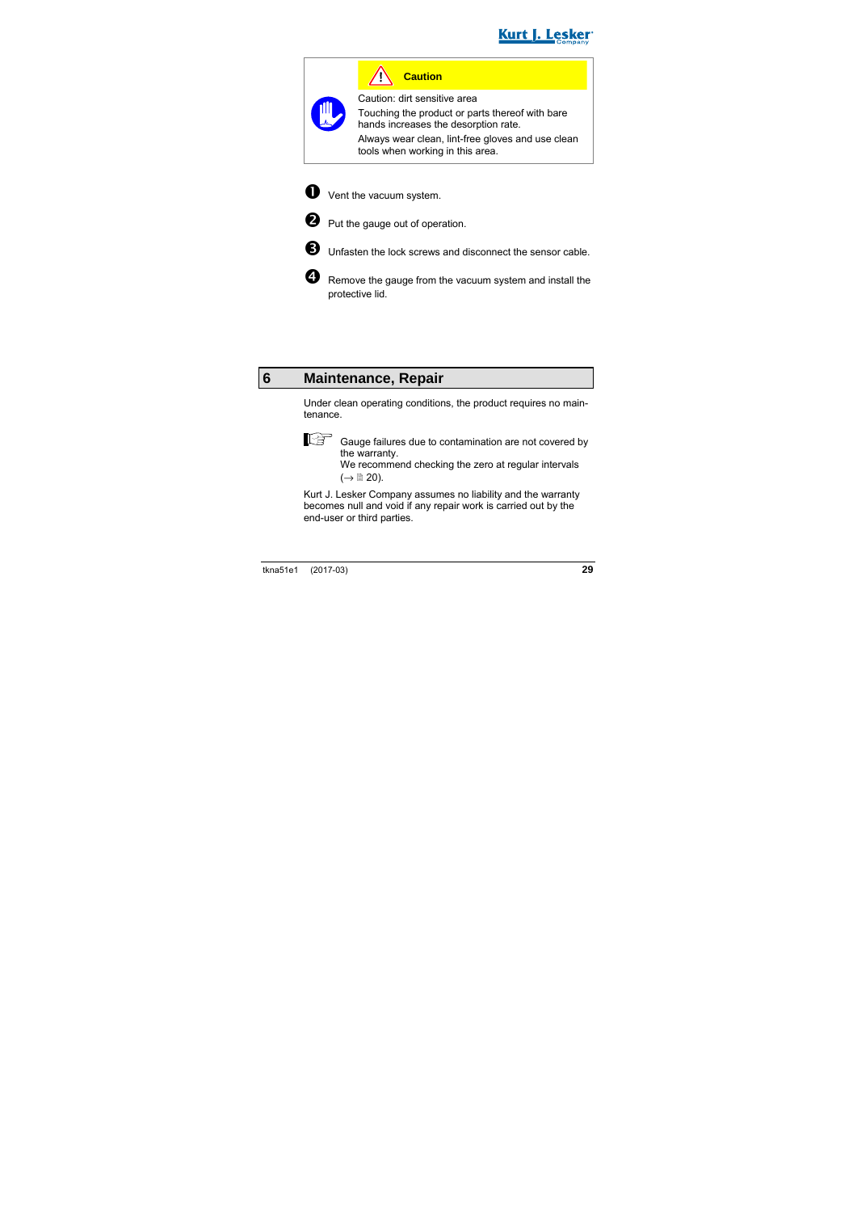> **Caution**
>
> Caution: dirt sensitive area
>
> Touching the product or parts thereof with bare hands increases the desorption rate.
>
> Always wear clean, lint-free gloves and use clean tools when working in this area.

1. Vent the vacuum system.
2. Put the gauge out of operation.
3. Unfasten the lock screws and disconnect the sensor cable.
4. Remove the gauge from the vacuum system and install the protective lid.

# 6 Maintenance, Repair

Under clean operating conditions, the product requires no maintenance.

> Gauge failures due to contamination are not covered by the warranty.
> We recommend checking the zero at regular intervals (→ 20).

Kurt J. Lesker Company assumes no liability and the warranty becomes null and void if any repair work is carried out by the end-user or third parties.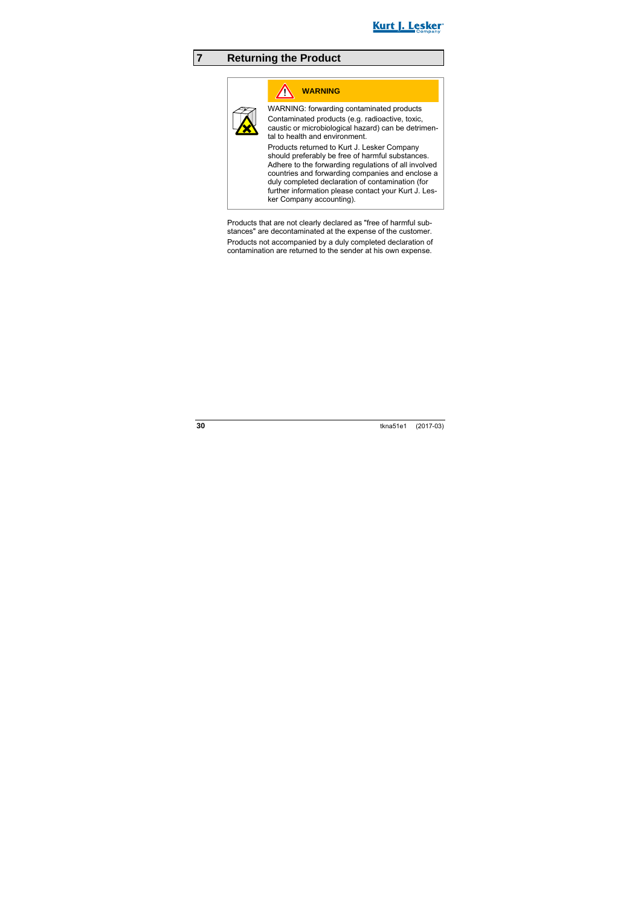# 7 Returning the Product

> **WARNING**
>
> WARNING: forwarding contaminated products
>
> Contaminated products (e.g. radioactive, toxic, caustic or microbiological hazard) can be detrimental to health and environment.
>
> Products returned to Kurt J. Lesker Company should preferably be free of harmful substances. Adhere to the forwarding regulations of all involved countries and forwarding companies and enclose a duly completed declaration of contamination (for further information please contact your Kurt J. Lesker Company accounting).

Products that are not clearly declared as "free of harmful substances" are decontaminated at the expense of the customer.

Products not accompanied by a duly completed declaration of contamination are returned to the sender at his own expense.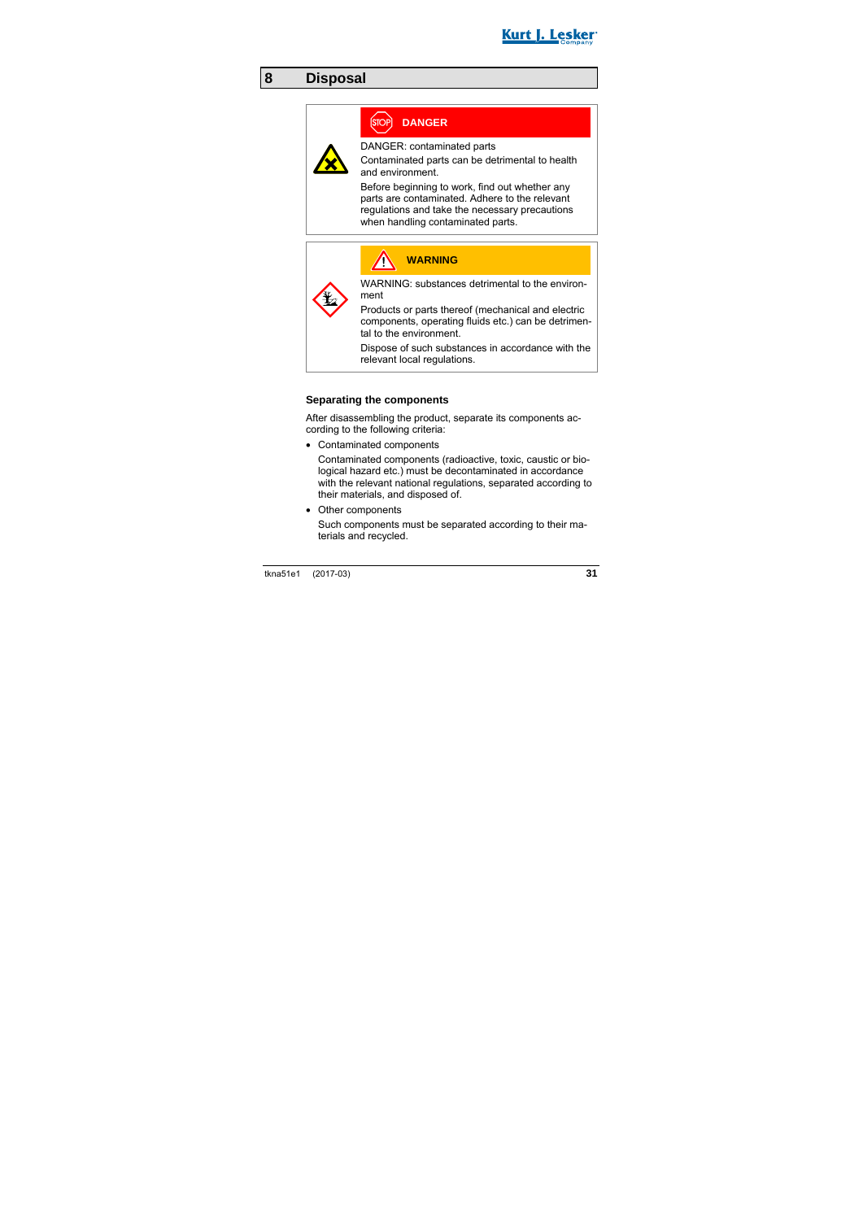# 8 Disposal

**DANGER**

DANGER: contaminated parts

Contaminated parts can be detrimental to health and environment.

Before beginning to work, find out whether any parts are contaminated. Adhere to the relevant regulations and take the necessary precautions when handling contaminated parts.

**WARNING**

WARNING: substances detrimental to the environment

Products or parts thereof (mechanical and electric components, operating fluids etc.) can be detrimental to the environment.

Dispose of such substances in accordance with the relevant local regulations.

### Separating the components

After disassembling the product, separate its components according to the following criteria:

- Contaminated components

  Contaminated components (radioactive, toxic, caustic or biological hazard etc.) must be decontaminated in accordance with the relevant national regulations, separated according to their materials, and disposed of.

- Other components

  Such components must be separated according to their materials and recycled.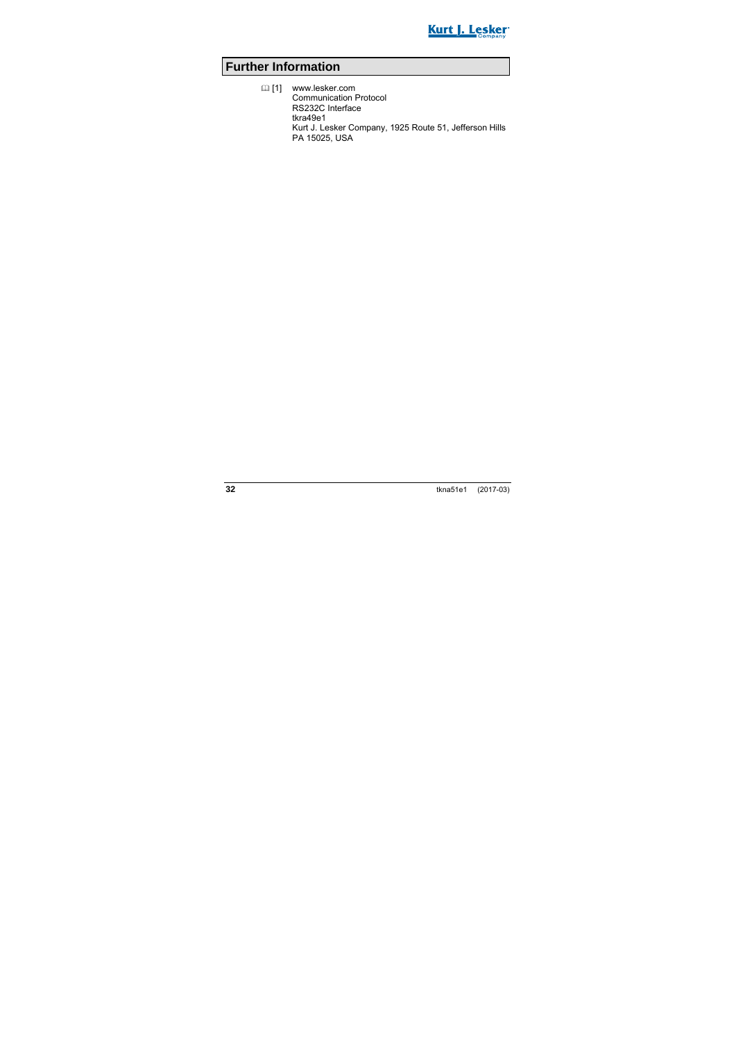# Further Information

📖 [1] www.lesker.com
Communication Protocol
RS232C Interface
tkra49e1
Kurt J. Lesker Company, 1925 Route 51, Jefferson Hills
PA 15025, USA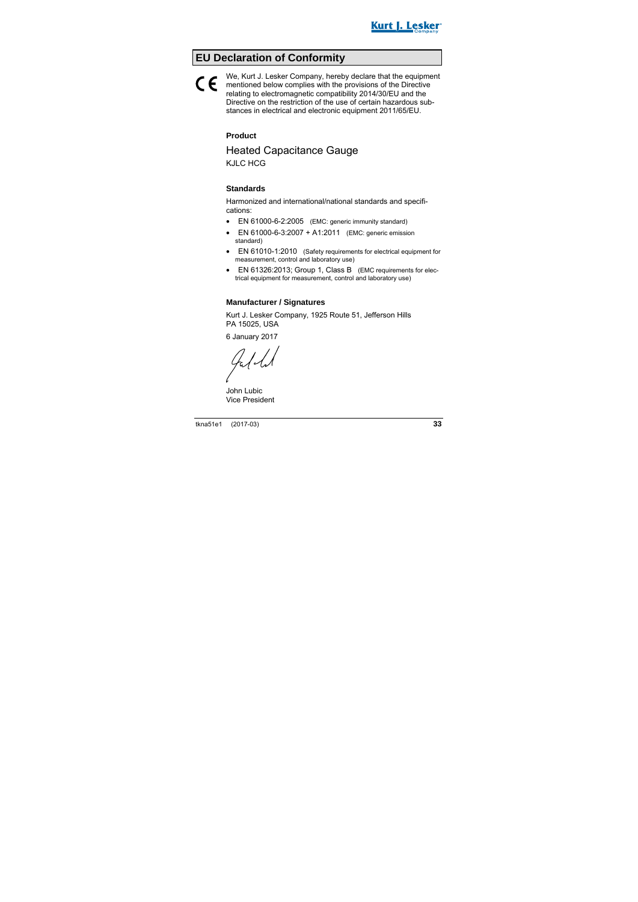# EU Declaration of Conformity

CE

We, Kurt J. Lesker Company, hereby declare that the equipment mentioned below complies with the provisions of the Directive relating to electromagnetic compatibility 2014/30/EU and the Directive on the restriction of the use of certain hazardous substances in electrical and electronic equipment 2011/65/EU.

**Product**

Heated Capacitance Gauge
KJLC HCG

**Standards**

Harmonized and international/national standards and specifications:

- EN 61000-6-2:2005 (EMC: generic immunity standard)
- EN 61000-6-3:2007 + A1:2011 (EMC: generic emission standard)
- EN 61010-1:2010 (Safety requirements for electrical equipment for measurement, control and laboratory use)
- EN 61326:2013; Group 1, Class B (EMC requirements for electrical equipment for measurement, control and laboratory use)

**Manufacturer / Signatures**

Kurt J. Lesker Company, 1925 Route 51, Jefferson Hills PA 15025, USA

6 January 2017

John Lubic
Vice President

tkna51e1 (2017-03)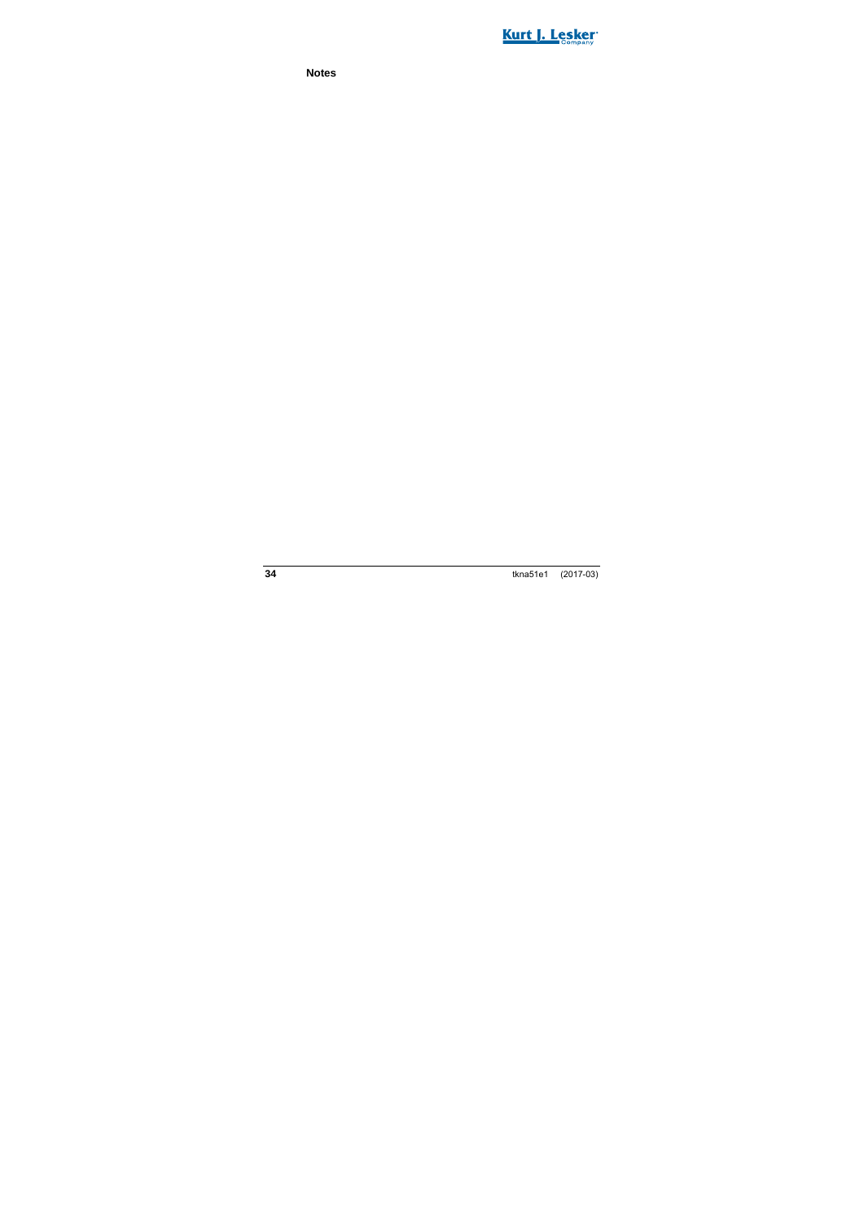**Notes**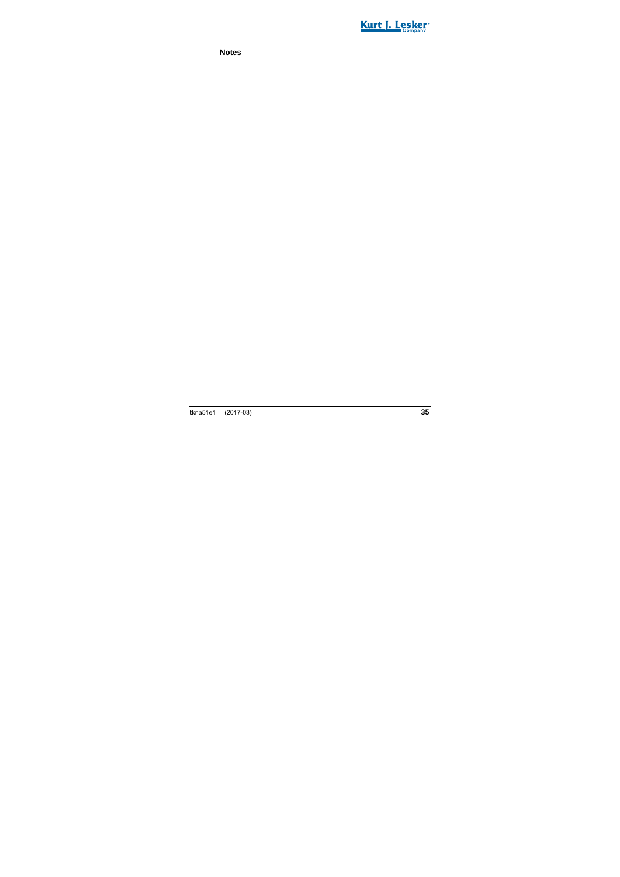**Notes**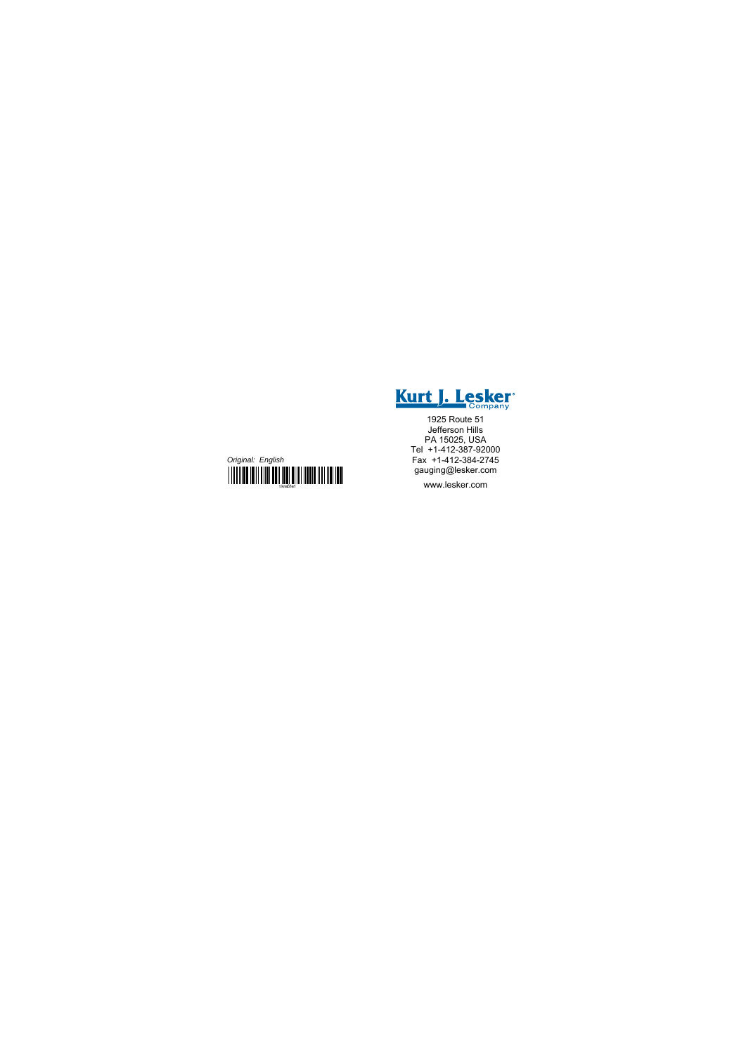*Original: English*

Kurt J. Lesker Company

1925 Route 51
Jefferson Hills
PA 15025, USA
Tel +1-412-387-92000
Fax +1-412-384-2745
gauging@lesker.com

www.lesker.com